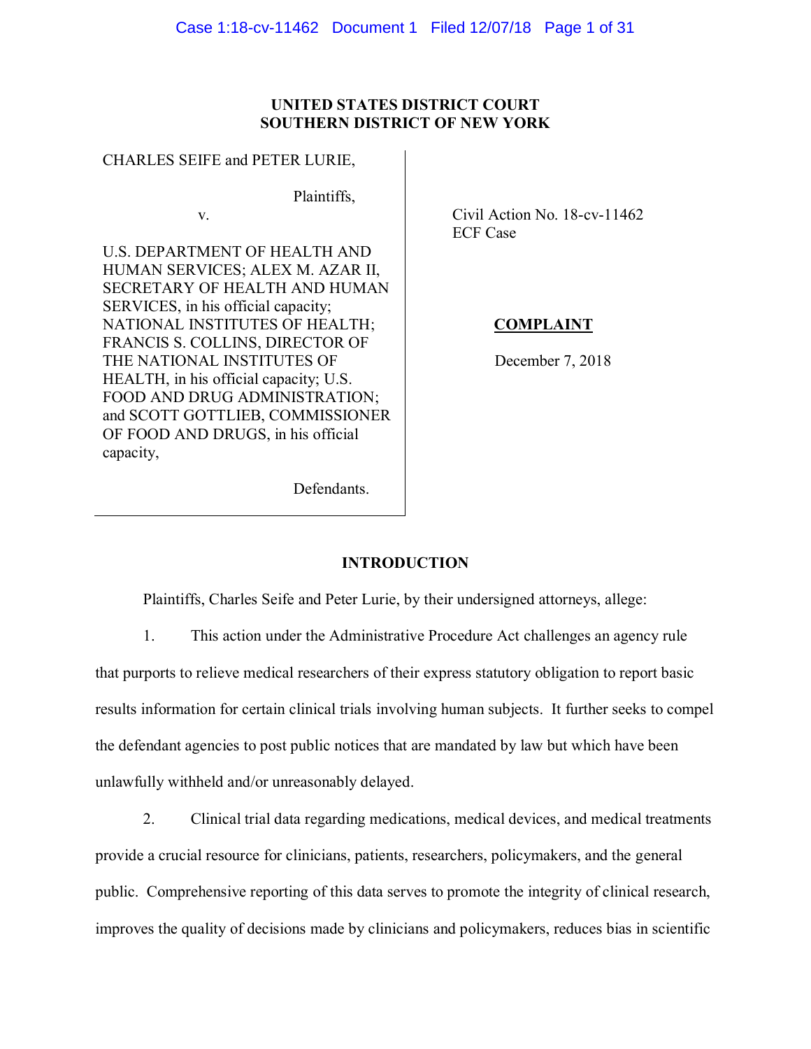**UNITED STATES DISTRICT COURT**
**SOUTHERN DISTRICT OF NEW YORK**

CHARLES SEIFE and PETER LURIE,

Plaintiffs,

v.

U.S. DEPARTMENT OF HEALTH AND HUMAN SERVICES; ALEX M. AZAR II, SECRETARY OF HEALTH AND HUMAN SERVICES, in his official capacity; NATIONAL INSTITUTES OF HEALTH; FRANCIS S. COLLINS, DIRECTOR OF THE NATIONAL INSTITUTES OF HEALTH, in his official capacity; U.S. FOOD AND DRUG ADMINISTRATION; and SCOTT GOTTLIEB, COMMISSIONER OF FOOD AND DRUGS, in his official capacity,

Defendants.

Civil Action No. 18-cv-11462
ECF Case

**COMPLAINT**

December 7, 2018

## INTRODUCTION

Plaintiffs, Charles Seife and Peter Lurie, by their undersigned attorneys, allege:

1. This action under the Administrative Procedure Act challenges an agency rule that purports to relieve medical researchers of their express statutory obligation to report basic results information for certain clinical trials involving human subjects. It further seeks to compel the defendant agencies to post public notices that are mandated by law but which have been unlawfully withheld and/or unreasonably delayed.

2. Clinical trial data regarding medications, medical devices, and medical treatments provide a crucial resource for clinicians, patients, researchers, policymakers, and the general public. Comprehensive reporting of this data serves to promote the integrity of clinical research, improves the quality of decisions made by clinicians and policymakers, reduces bias in scientific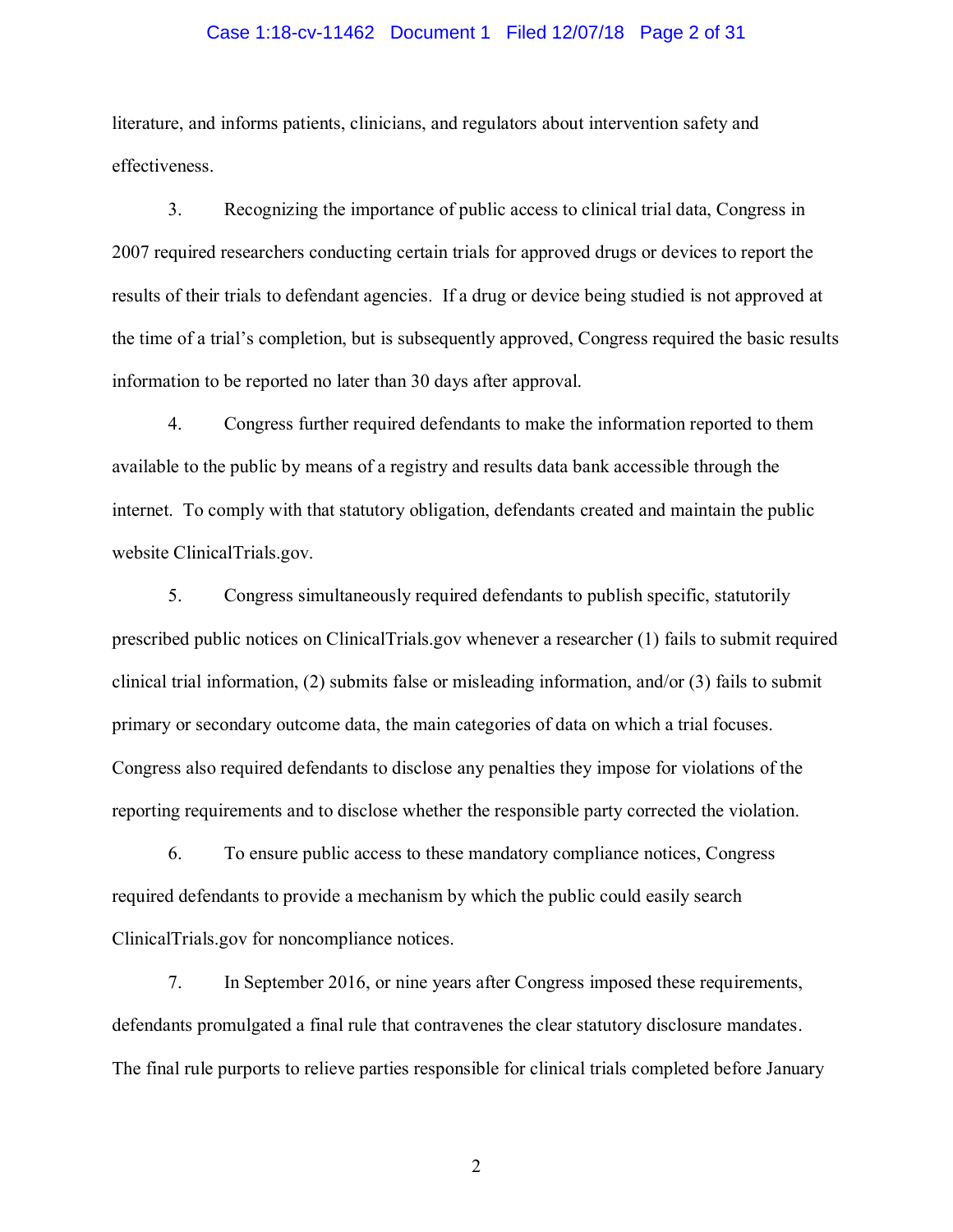literature, and informs patients, clinicians, and regulators about intervention safety and effectiveness.

3. Recognizing the importance of public access to clinical trial data, Congress in 2007 required researchers conducting certain trials for approved drugs or devices to report the results of their trials to defendant agencies. If a drug or device being studied is not approved at the time of a trial's completion, but is subsequently approved, Congress required the basic results information to be reported no later than 30 days after approval.

4. Congress further required defendants to make the information reported to them available to the public by means of a registry and results data bank accessible through the internet. To comply with that statutory obligation, defendants created and maintain the public website ClinicalTrials.gov.

5. Congress simultaneously required defendants to publish specific, statutorily prescribed public notices on ClinicalTrials.gov whenever a researcher (1) fails to submit required clinical trial information, (2) submits false or misleading information, and/or (3) fails to submit primary or secondary outcome data, the main categories of data on which a trial focuses. Congress also required defendants to disclose any penalties they impose for violations of the reporting requirements and to disclose whether the responsible party corrected the violation.

6. To ensure public access to these mandatory compliance notices, Congress required defendants to provide a mechanism by which the public could easily search ClinicalTrials.gov for noncompliance notices.

7. In September 2016, or nine years after Congress imposed these requirements, defendants promulgated a final rule that contravenes the clear statutory disclosure mandates. The final rule purports to relieve parties responsible for clinical trials completed before January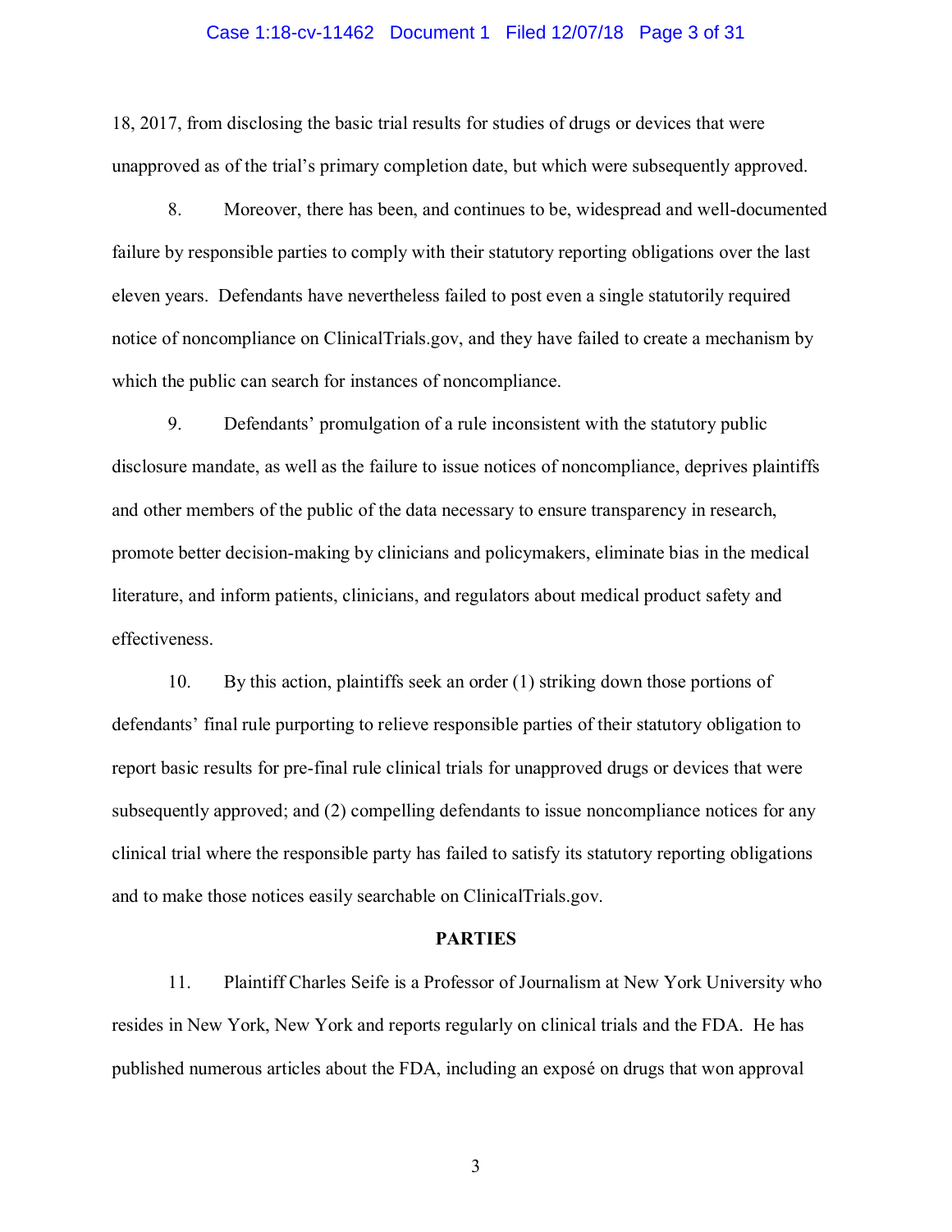18, 2017, from disclosing the basic trial results for studies of drugs or devices that were unapproved as of the trial's primary completion date, but which were subsequently approved.

8. Moreover, there has been, and continues to be, widespread and well-documented failure by responsible parties to comply with their statutory reporting obligations over the last eleven years. Defendants have nevertheless failed to post even a single statutorily required notice of noncompliance on ClinicalTrials.gov, and they have failed to create a mechanism by which the public can search for instances of noncompliance.

9. Defendants' promulgation of a rule inconsistent with the statutory public disclosure mandate, as well as the failure to issue notices of noncompliance, deprives plaintiffs and other members of the public of the data necessary to ensure transparency in research, promote better decision-making by clinicians and policymakers, eliminate bias in the medical literature, and inform patients, clinicians, and regulators about medical product safety and effectiveness.

10. By this action, plaintiffs seek an order (1) striking down those portions of defendants' final rule purporting to relieve responsible parties of their statutory obligation to report basic results for pre-final rule clinical trials for unapproved drugs or devices that were subsequently approved; and (2) compelling defendants to issue noncompliance notices for any clinical trial where the responsible party has failed to satisfy its statutory reporting obligations and to make those notices easily searchable on ClinicalTrials.gov.

**PARTIES**

11. Plaintiff Charles Seife is a Professor of Journalism at New York University who resides in New York, New York and reports regularly on clinical trials and the FDA. He has published numerous articles about the FDA, including an exposé on drugs that won approval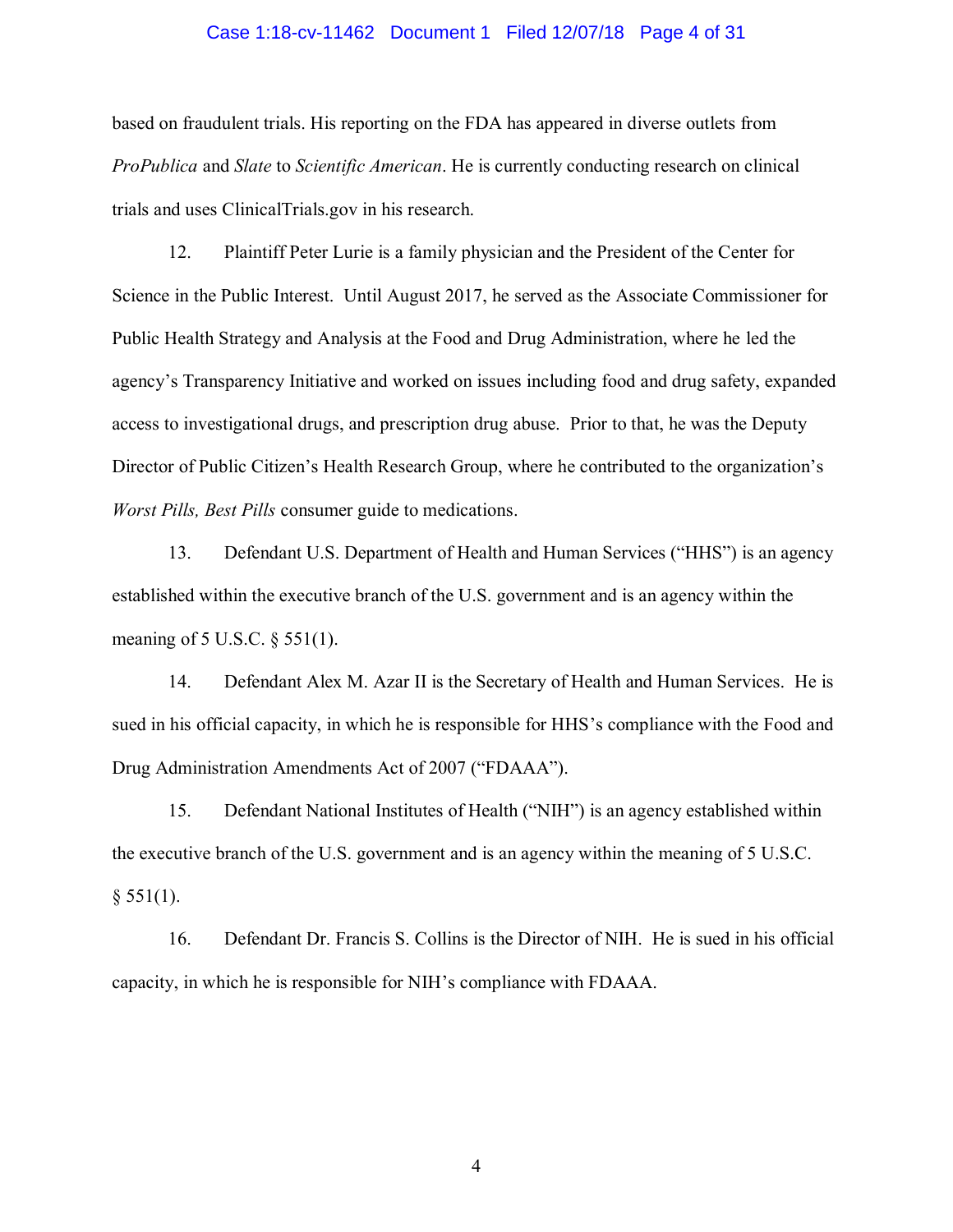based on fraudulent trials. His reporting on the FDA has appeared in diverse outlets from *ProPublica* and *Slate* to *Scientific American*. He is currently conducting research on clinical trials and uses ClinicalTrials.gov in his research.

12. Plaintiff Peter Lurie is a family physician and the President of the Center for Science in the Public Interest. Until August 2017, he served as the Associate Commissioner for Public Health Strategy and Analysis at the Food and Drug Administration, where he led the agency's Transparency Initiative and worked on issues including food and drug safety, expanded access to investigational drugs, and prescription drug abuse. Prior to that, he was the Deputy Director of Public Citizen's Health Research Group, where he contributed to the organization's *Worst Pills, Best Pills* consumer guide to medications.

13. Defendant U.S. Department of Health and Human Services ("HHS") is an agency established within the executive branch of the U.S. government and is an agency within the meaning of 5 U.S.C. § 551(1).

14. Defendant Alex M. Azar II is the Secretary of Health and Human Services. He is sued in his official capacity, in which he is responsible for HHS's compliance with the Food and Drug Administration Amendments Act of 2007 ("FDAAA").

15. Defendant National Institutes of Health ("NIH") is an agency established within the executive branch of the U.S. government and is an agency within the meaning of 5 U.S.C. § 551(1).

16. Defendant Dr. Francis S. Collins is the Director of NIH. He is sued in his official capacity, in which he is responsible for NIH's compliance with FDAAA.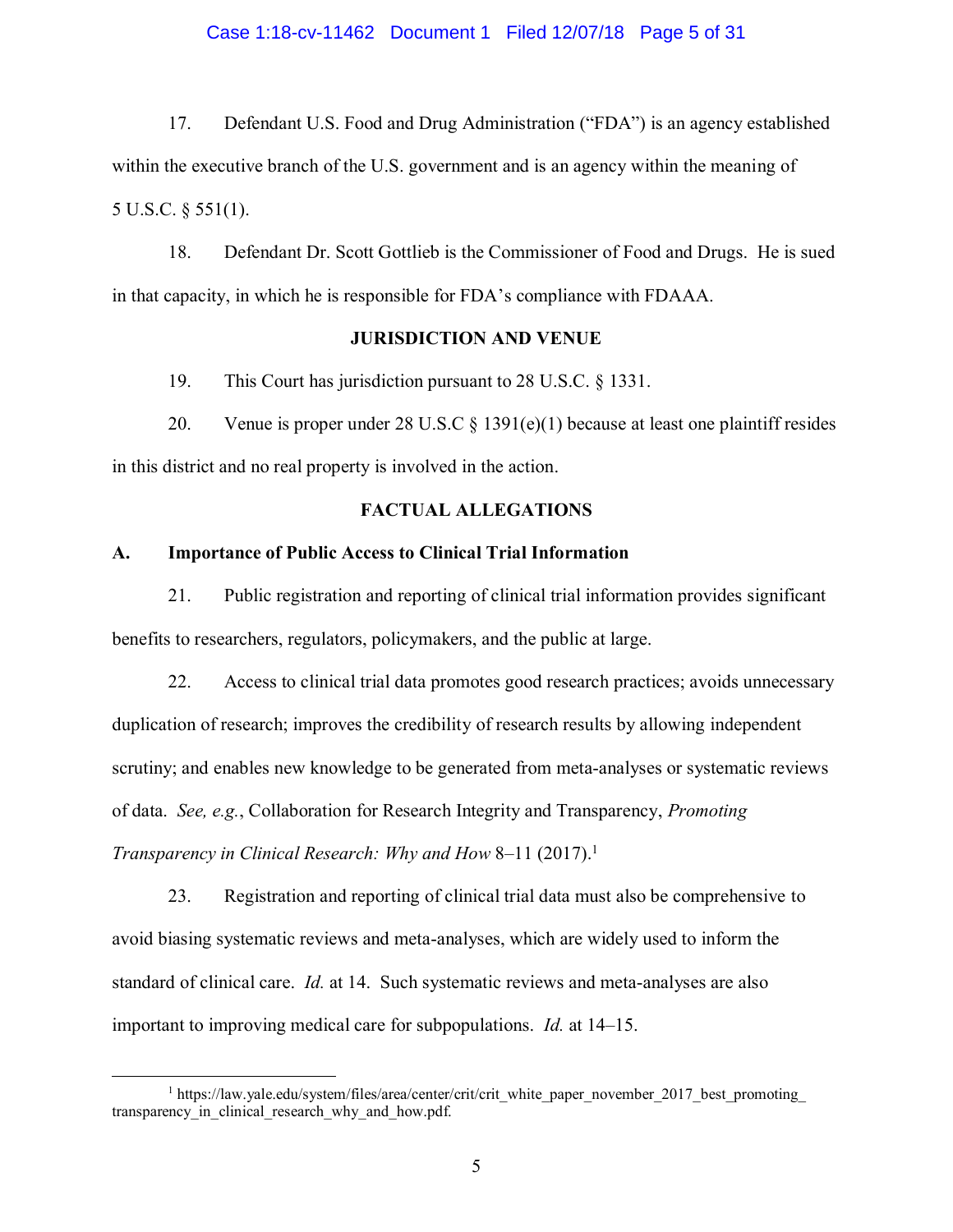17. Defendant U.S. Food and Drug Administration ("FDA") is an agency established within the executive branch of the U.S. government and is an agency within the meaning of 5 U.S.C. § 551(1).

18. Defendant Dr. Scott Gottlieb is the Commissioner of Food and Drugs. He is sued in that capacity, in which he is responsible for FDA's compliance with FDAAA.

## JURISDICTION AND VENUE

19. This Court has jurisdiction pursuant to 28 U.S.C. § 1331.

20. Venue is proper under 28 U.S.C § 1391(e)(1) because at least one plaintiff resides in this district and no real property is involved in the action.

## FACTUAL ALLEGATIONS

### A. Importance of Public Access to Clinical Trial Information

21. Public registration and reporting of clinical trial information provides significant benefits to researchers, regulators, policymakers, and the public at large.

22. Access to clinical trial data promotes good research practices; avoids unnecessary duplication of research; improves the credibility of research results by allowing independent scrutiny; and enables new knowledge to be generated from meta-analyses or systematic reviews of data. *See, e.g.*, Collaboration for Research Integrity and Transparency, *Promoting Transparency in Clinical Research: Why and How* 8–11 (2017).[1]

23. Registration and reporting of clinical trial data must also be comprehensive to avoid biasing systematic reviews and meta-analyses, which are widely used to inform the standard of clinical care. *Id.* at 14. Such systematic reviews and meta-analyses are also important to improving medical care for subpopulations. *Id.* at 14–15.

---

[1] https://law.yale.edu/system/files/area/center/crit/crit_white_paper_november_2017_best_promoting_transparency_in_clinical_research_why_and_how.pdf.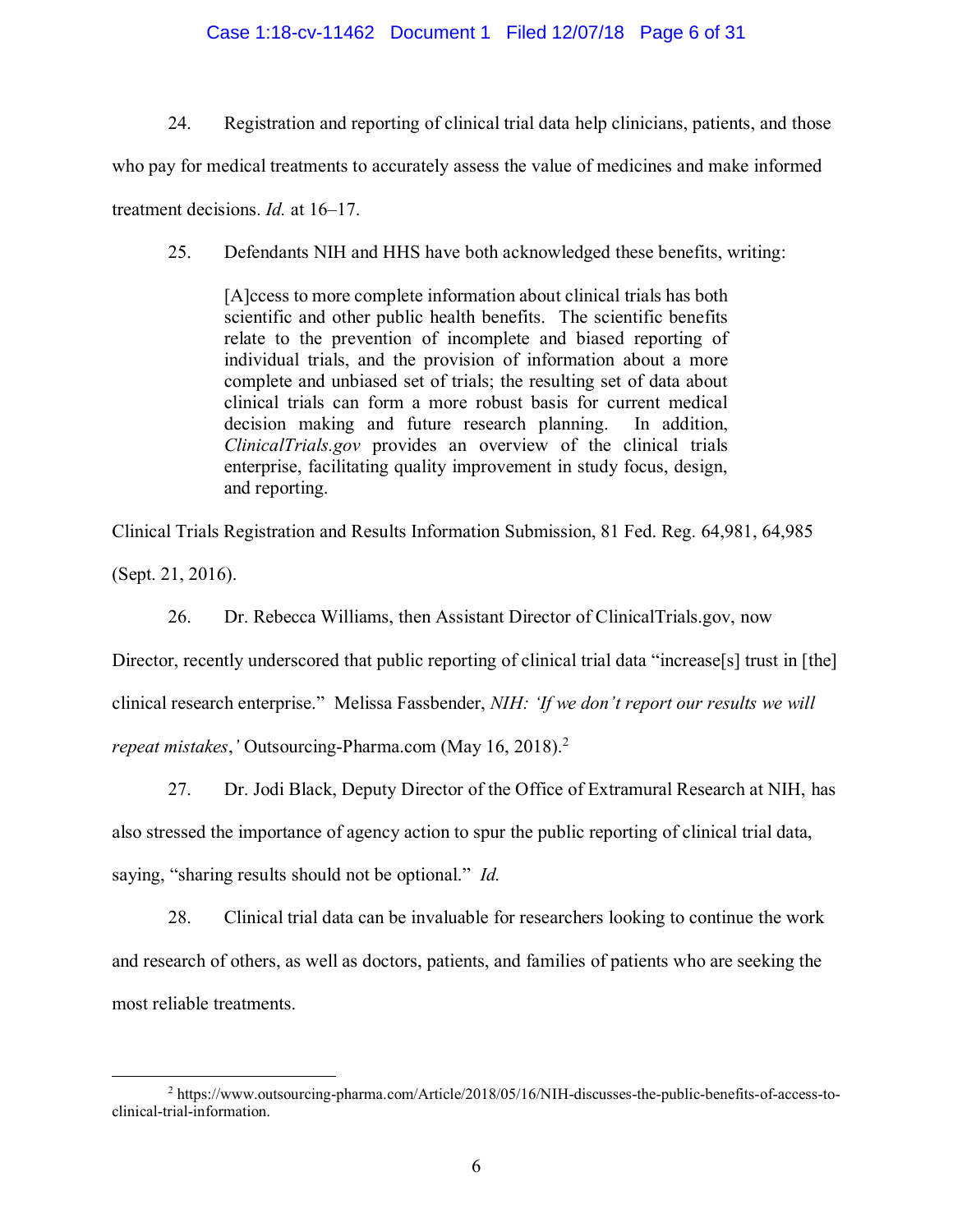24. Registration and reporting of clinical trial data help clinicians, patients, and those who pay for medical treatments to accurately assess the value of medicines and make informed treatment decisions. *Id.* at 16–17.

25. Defendants NIH and HHS have both acknowledged these benefits, writing:

> [A]ccess to more complete information about clinical trials has both scientific and other public health benefits. The scientific benefits relate to the prevention of incomplete and biased reporting of individual trials, and the provision of information about a more complete and unbiased set of trials; the resulting set of data about clinical trials can form a more robust basis for current medical decision making and future research planning. In addition, *ClinicalTrials.gov* provides an overview of the clinical trials enterprise, facilitating quality improvement in study focus, design, and reporting.

Clinical Trials Registration and Results Information Submission, 81 Fed. Reg. 64,981, 64,985 (Sept. 21, 2016).

26. Dr. Rebecca Williams, then Assistant Director of ClinicalTrials.gov, now Director, recently underscored that public reporting of clinical trial data "increase[s] trust in [the] clinical research enterprise." Melissa Fassbender, *NIH: 'If we don't report our results we will repeat mistakes,'* Outsourcing-Pharma.com (May 16, 2018).[2]

27. Dr. Jodi Black, Deputy Director of the Office of Extramural Research at NIH, has also stressed the importance of agency action to spur the public reporting of clinical trial data, saying, "sharing results should not be optional." *Id.*

28. Clinical trial data can be invaluable for researchers looking to continue the work and research of others, as well as doctors, patients, and families of patients who are seeking the most reliable treatments.

---

[2] https://www.outsourcing-pharma.com/Article/2018/05/16/NIH-discusses-the-public-benefits-of-access-to-clinical-trial-information.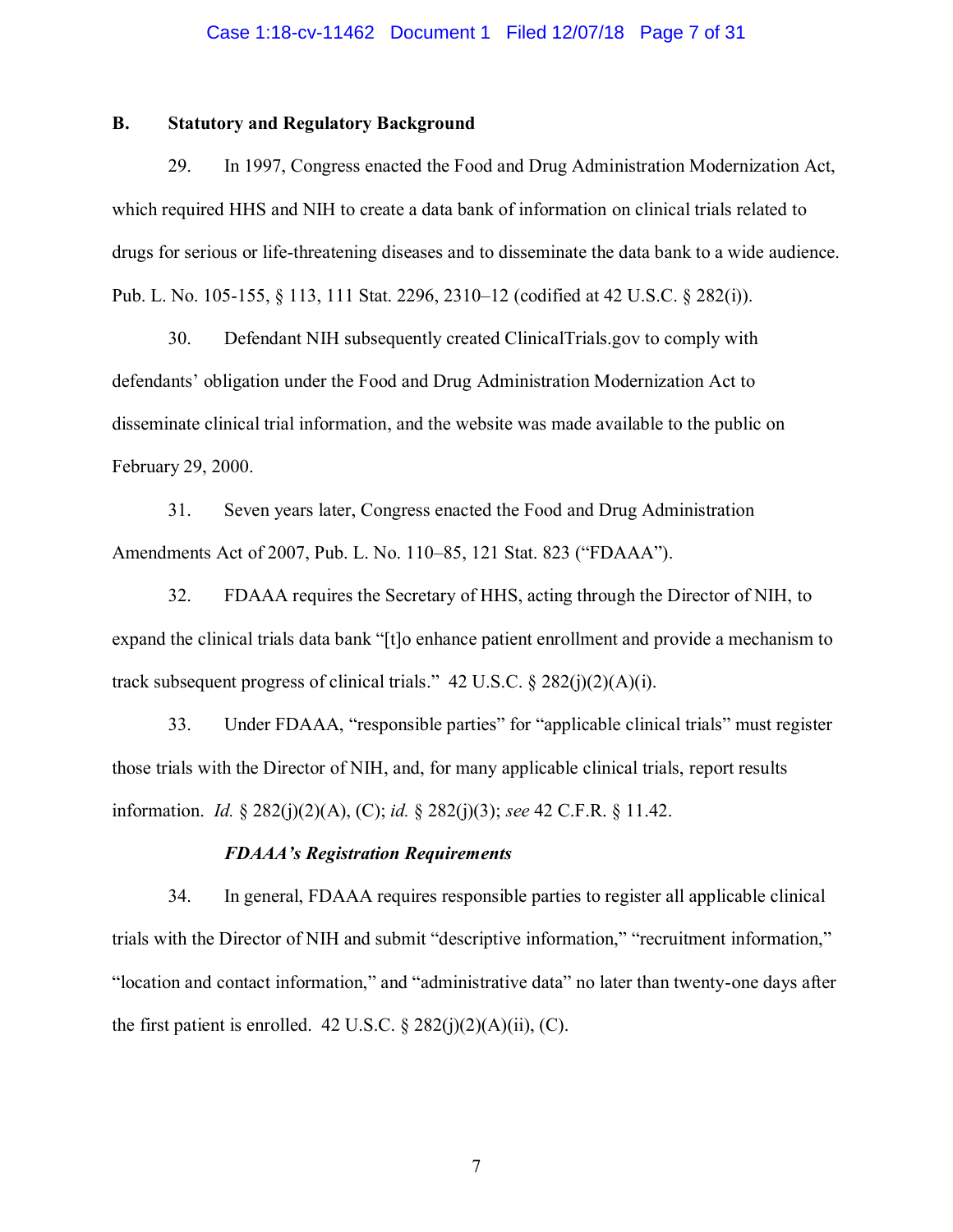## B. Statutory and Regulatory Background

29. In 1997, Congress enacted the Food and Drug Administration Modernization Act, which required HHS and NIH to create a data bank of information on clinical trials related to drugs for serious or life-threatening diseases and to disseminate the data bank to a wide audience. Pub. L. No. 105-155, § 113, 111 Stat. 2296, 2310–12 (codified at 42 U.S.C. § 282(i)).

30. Defendant NIH subsequently created ClinicalTrials.gov to comply with defendants' obligation under the Food and Drug Administration Modernization Act to disseminate clinical trial information, and the website was made available to the public on February 29, 2000.

31. Seven years later, Congress enacted the Food and Drug Administration Amendments Act of 2007, Pub. L. No. 110–85, 121 Stat. 823 ("FDAAA").

32. FDAAA requires the Secretary of HHS, acting through the Director of NIH, to expand the clinical trials data bank "[t]o enhance patient enrollment and provide a mechanism to track subsequent progress of clinical trials." 42 U.S.C. § 282(j)(2)(A)(i).

33. Under FDAAA, "responsible parties" for "applicable clinical trials" must register those trials with the Director of NIH, and, for many applicable clinical trials, report results information. *Id.* § 282(j)(2)(A), (C); *id.* § 282(j)(3); *see* 42 C.F.R. § 11.42.

### *FDAAA's Registration Requirements*

34. In general, FDAAA requires responsible parties to register all applicable clinical trials with the Director of NIH and submit "descriptive information," "recruitment information," "location and contact information," and "administrative data" no later than twenty-one days after the first patient is enrolled. 42 U.S.C. § 282(j)(2)(A)(ii), (C).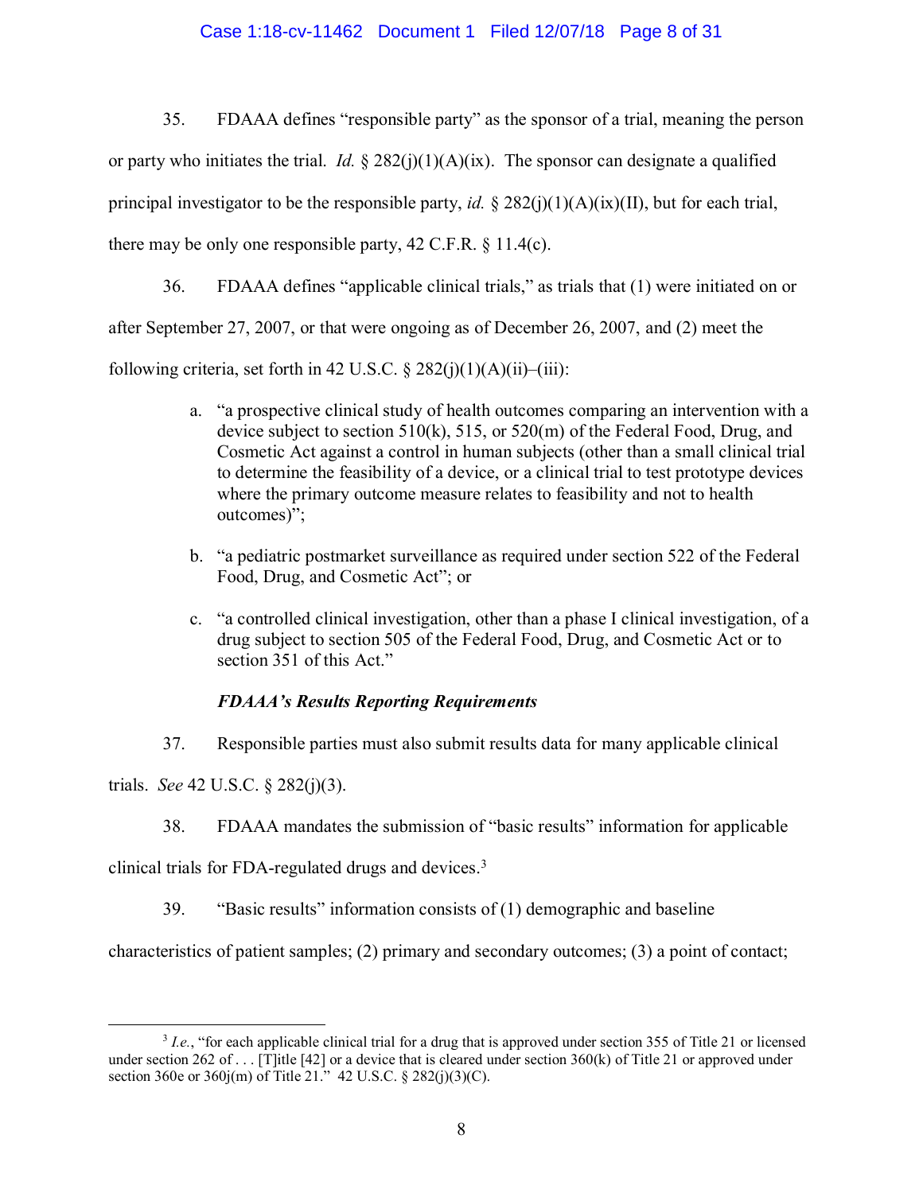35. FDAAA defines "responsible party" as the sponsor of a trial, meaning the person or party who initiates the trial. *Id.* § 282(j)(1)(A)(ix). The sponsor can designate a qualified principal investigator to be the responsible party, *id.* § 282(j)(1)(A)(ix)(II), but for each trial, there may be only one responsible party, 42 C.F.R. § 11.4(c).

36. FDAAA defines "applicable clinical trials," as trials that (1) were initiated on or after September 27, 2007, or that were ongoing as of December 26, 2007, and (2) meet the following criteria, set forth in 42 U.S.C. § 282(j)(1)(A)(ii)–(iii):

> a. "a prospective clinical study of health outcomes comparing an intervention with a device subject to section 510(k), 515, or 520(m) of the Federal Food, Drug, and Cosmetic Act against a control in human subjects (other than a small clinical trial to determine the feasibility of a device, or a clinical trial to test prototype devices where the primary outcome measure relates to feasibility and not to health outcomes)";
>
> b. "a pediatric postmarket surveillance as required under section 522 of the Federal Food, Drug, and Cosmetic Act"; or
>
> c. "a controlled clinical investigation, other than a phase I clinical investigation, of a drug subject to section 505 of the Federal Food, Drug, and Cosmetic Act or to section 351 of this Act."

***FDAAA's Results Reporting Requirements***

37. Responsible parties must also submit results data for many applicable clinical trials. *See* 42 U.S.C. § 282(j)(3).

38. FDAAA mandates the submission of "basic results" information for applicable clinical trials for FDA-regulated drugs and devices.[3]

39. "Basic results" information consists of (1) demographic and baseline characteristics of patient samples; (2) primary and secondary outcomes; (3) a point of contact;

---

[3] *I.e.*, "for each applicable clinical trial for a drug that is approved under section 355 of Title 21 or licensed under section 262 of . . . [T]itle [42] or a device that is cleared under section 360(k) of Title 21 or approved under section 360e or 360j(m) of Title 21." 42 U.S.C. § 282(j)(3)(C).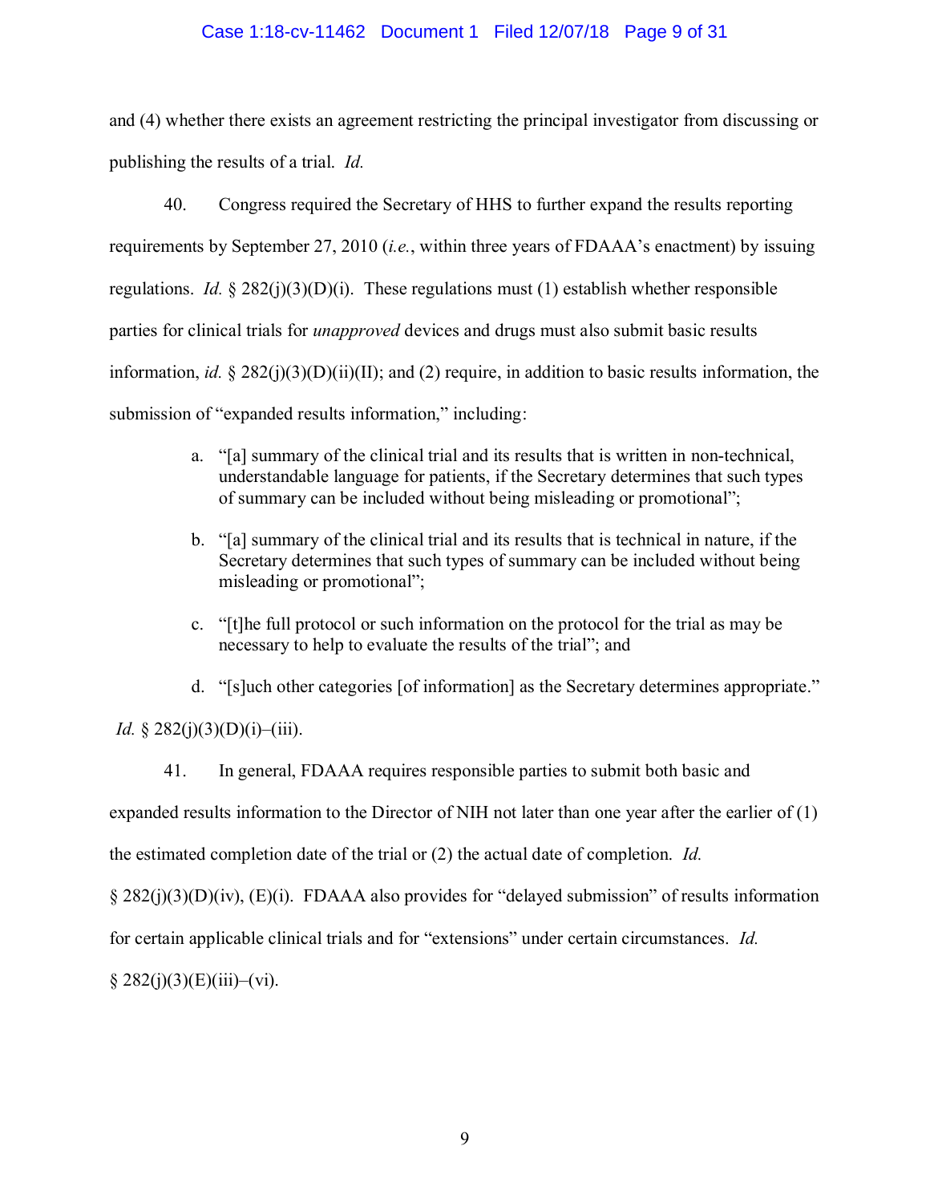and (4) whether there exists an agreement restricting the principal investigator from discussing or publishing the results of a trial. *Id.*

40. Congress required the Secretary of HHS to further expand the results reporting requirements by September 27, 2010 (*i.e.*, within three years of FDAAA's enactment) by issuing regulations. *Id.* § 282(j)(3)(D)(i). These regulations must (1) establish whether responsible parties for clinical trials for *unapproved* devices and drugs must also submit basic results information, *id.* § 282(j)(3)(D)(ii)(II); and (2) require, in addition to basic results information, the submission of "expanded results information," including:

> a. "[a] summary of the clinical trial and its results that is written in non-technical, understandable language for patients, if the Secretary determines that such types of summary can be included without being misleading or promotional";
>
> b. "[a] summary of the clinical trial and its results that is technical in nature, if the Secretary determines that such types of summary can be included without being misleading or promotional";
>
> c. "[t]he full protocol or such information on the protocol for the trial as may be necessary to help to evaluate the results of the trial"; and
>
> d. "[s]uch other categories [of information] as the Secretary determines appropriate."

*Id.* § 282(j)(3)(D)(i)–(iii).

41. In general, FDAAA requires responsible parties to submit both basic and expanded results information to the Director of NIH not later than one year after the earlier of (1) the estimated completion date of the trial or (2) the actual date of completion. *Id.* § 282(j)(3)(D)(iv), (E)(i). FDAAA also provides for "delayed submission" of results information for certain applicable clinical trials and for "extensions" under certain circumstances. *Id.* § 282(j)(3)(E)(iii)–(vi).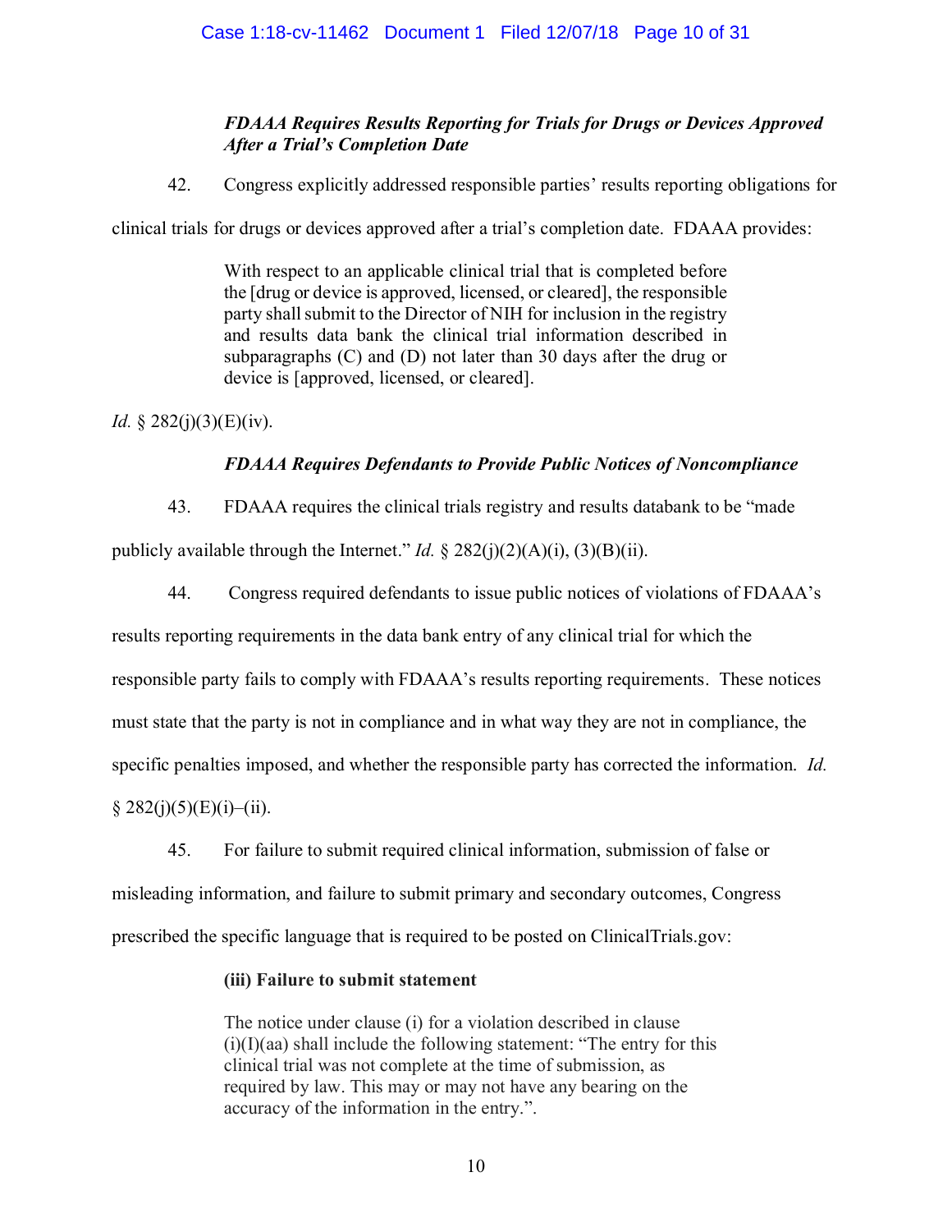***FDAAA Requires Results Reporting for Trials for Drugs or Devices Approved After a Trial's Completion Date***

42. Congress explicitly addressed responsible parties' results reporting obligations for clinical trials for drugs or devices approved after a trial's completion date. FDAAA provides:

> With respect to an applicable clinical trial that is completed before the [drug or device is approved, licensed, or cleared], the responsible party shall submit to the Director of NIH for inclusion in the registry and results data bank the clinical trial information described in subparagraphs (C) and (D) not later than 30 days after the drug or device is [approved, licensed, or cleared].

*Id.* § 282(j)(3)(E)(iv).

***FDAAA Requires Defendants to Provide Public Notices of Noncompliance***

43. FDAAA requires the clinical trials registry and results databank to be "made publicly available through the Internet." *Id.* § 282(j)(2)(A)(i), (3)(B)(ii).

44. Congress required defendants to issue public notices of violations of FDAAA's results reporting requirements in the data bank entry of any clinical trial for which the responsible party fails to comply with FDAAA's results reporting requirements. These notices must state that the party is not in compliance and in what way they are not in compliance, the specific penalties imposed, and whether the responsible party has corrected the information. *Id.* § 282(j)(5)(E)(i)–(ii).

45. For failure to submit required clinical information, submission of false or misleading information, and failure to submit primary and secondary outcomes, Congress prescribed the specific language that is required to be posted on ClinicalTrials.gov:

> **(iii) Failure to submit statement**
>
> The notice under clause (i) for a violation described in clause (i)(I)(aa) shall include the following statement: "The entry for this clinical trial was not complete at the time of submission, as required by law. This may or may not have any bearing on the accuracy of the information in the entry.".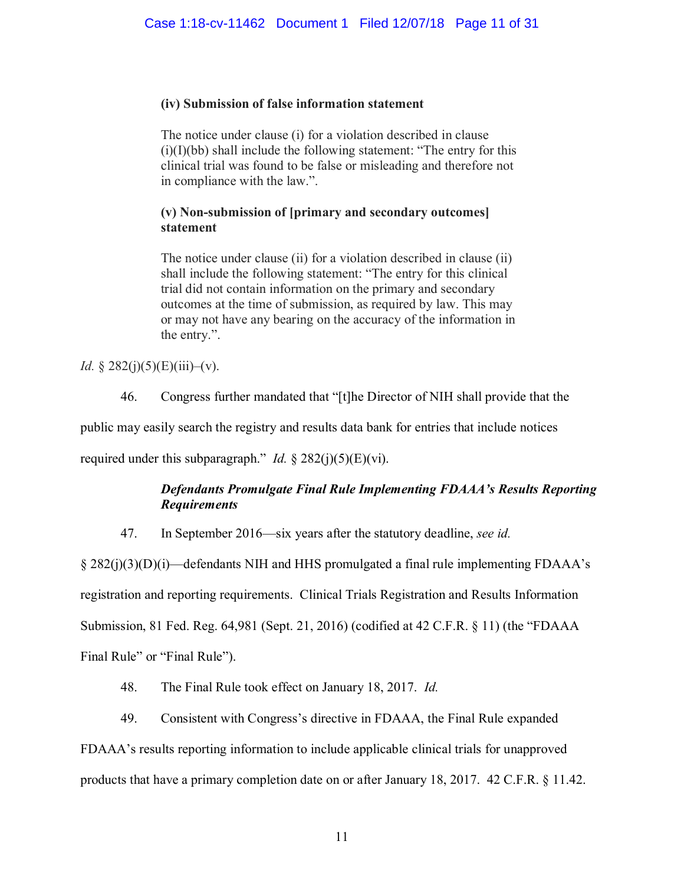> **(iv) Submission of false information statement**
>
> The notice under clause (i) for a violation described in clause (i)(I)(bb) shall include the following statement: "The entry for this clinical trial was found to be false or misleading and therefore not in compliance with the law.".
>
> **(v) Non-submission of [primary and secondary outcomes] statement**
>
> The notice under clause (ii) for a violation described in clause (ii) shall include the following statement: "The entry for this clinical trial did not contain information on the primary and secondary outcomes at the time of submission, as required by law. This may or may not have any bearing on the accuracy of the information in the entry.".

*Id.* § 282(j)(5)(E)(iii)–(v).

46. Congress further mandated that "[t]he Director of NIH shall provide that the public may easily search the registry and results data bank for entries that include notices required under this subparagraph." *Id.* § 282(j)(5)(E)(vi).

***Defendants Promulgate Final Rule Implementing FDAAA's Results Reporting Requirements***

47. In September 2016—six years after the statutory deadline, *see id.* § 282(j)(3)(D)(i)—defendants NIH and HHS promulgated a final rule implementing FDAAA's registration and reporting requirements. Clinical Trials Registration and Results Information Submission, 81 Fed. Reg. 64,981 (Sept. 21, 2016) (codified at 42 C.F.R. § 11) (the "FDAAA Final Rule" or "Final Rule").

48. The Final Rule took effect on January 18, 2017. *Id.*

49. Consistent with Congress's directive in FDAAA, the Final Rule expanded FDAAA's results reporting information to include applicable clinical trials for unapproved products that have a primary completion date on or after January 18, 2017. 42 C.F.R. § 11.42.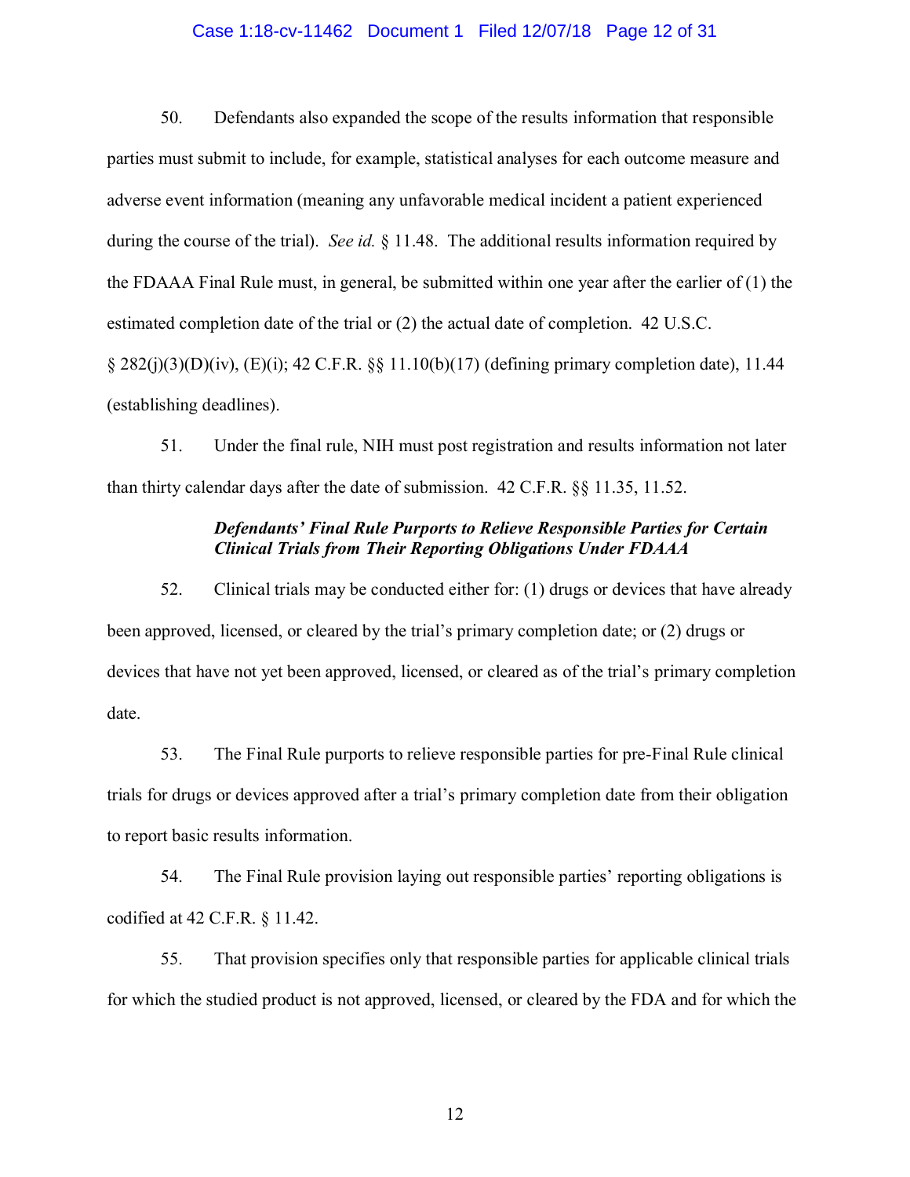50. Defendants also expanded the scope of the results information that responsible parties must submit to include, for example, statistical analyses for each outcome measure and adverse event information (meaning any unfavorable medical incident a patient experienced during the course of the trial). *See id.* § 11.48. The additional results information required by the FDAAA Final Rule must, in general, be submitted within one year after the earlier of (1) the estimated completion date of the trial or (2) the actual date of completion. 42 U.S.C. § 282(j)(3)(D)(iv), (E)(i); 42 C.F.R. §§ 11.10(b)(17) (defining primary completion date), 11.44 (establishing deadlines).

51. Under the final rule, NIH must post registration and results information not later than thirty calendar days after the date of submission. 42 C.F.R. §§ 11.35, 11.52.

***Defendants' Final Rule Purports to Relieve Responsible Parties for Certain Clinical Trials from Their Reporting Obligations Under FDAAA***

52. Clinical trials may be conducted either for: (1) drugs or devices that have already been approved, licensed, or cleared by the trial's primary completion date; or (2) drugs or devices that have not yet been approved, licensed, or cleared as of the trial's primary completion date.

53. The Final Rule purports to relieve responsible parties for pre-Final Rule clinical trials for drugs or devices approved after a trial's primary completion date from their obligation to report basic results information.

54. The Final Rule provision laying out responsible parties' reporting obligations is codified at 42 C.F.R. § 11.42.

55. That provision specifies only that responsible parties for applicable clinical trials for which the studied product is not approved, licensed, or cleared by the FDA and for which the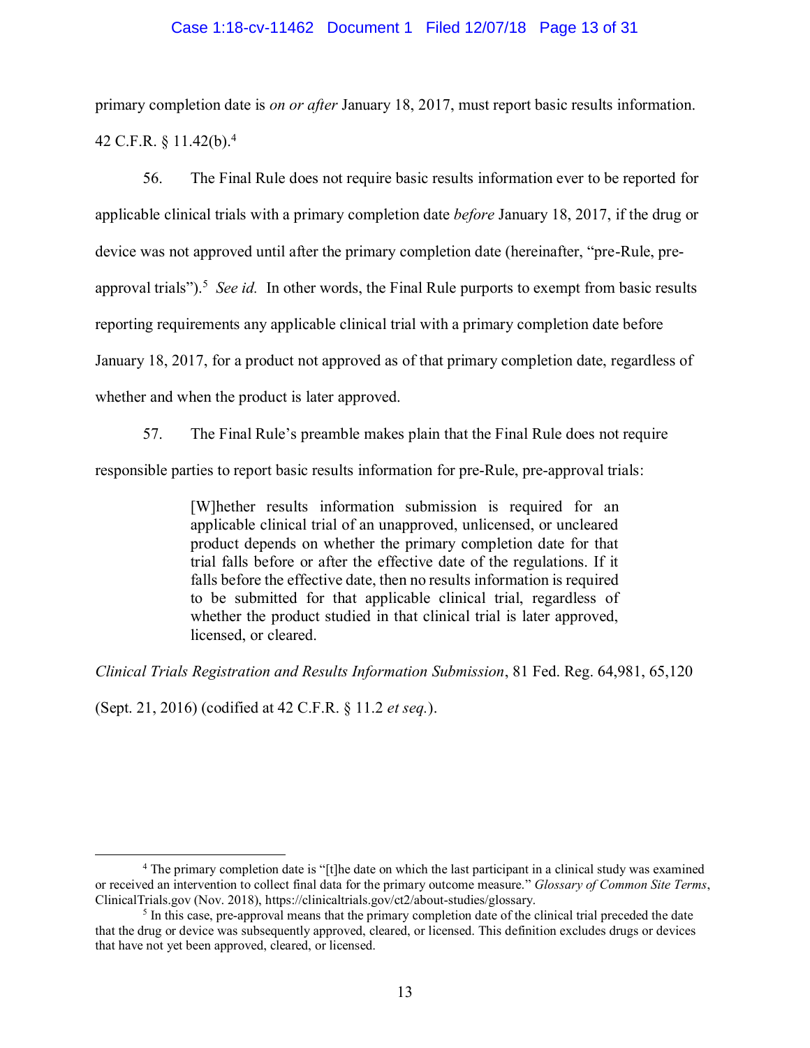primary completion date is *on or after* January 18, 2017, must report basic results information. 42 C.F.R. § 11.42(b).[4]

56. The Final Rule does not require basic results information ever to be reported for applicable clinical trials with a primary completion date *before* January 18, 2017, if the drug or device was not approved until after the primary completion date (hereinafter, "pre-Rule, pre-approval trials").[5] *See id.* In other words, the Final Rule purports to exempt from basic results reporting requirements any applicable clinical trial with a primary completion date before January 18, 2017, for a product not approved as of that primary completion date, regardless of whether and when the product is later approved.

57. The Final Rule's preamble makes plain that the Final Rule does not require responsible parties to report basic results information for pre-Rule, pre-approval trials:

> [W]hether results information submission is required for an applicable clinical trial of an unapproved, unlicensed, or uncleared product depends on whether the primary completion date for that trial falls before or after the effective date of the regulations. If it falls before the effective date, then no results information is required to be submitted for that applicable clinical trial, regardless of whether the product studied in that clinical trial is later approved, licensed, or cleared.

*Clinical Trials Registration and Results Information Submission*, 81 Fed. Reg. 64,981, 65,120 (Sept. 21, 2016) (codified at 42 C.F.R. § 11.2 *et seq.*).

---

[4] The primary completion date is "[t]he date on which the last participant in a clinical study was examined or received an intervention to collect final data for the primary outcome measure." *Glossary of Common Site Terms*, ClinicalTrials.gov (Nov. 2018), https://clinicaltrials.gov/ct2/about-studies/glossary.

[5] In this case, pre-approval means that the primary completion date of the clinical trial preceded the date that the drug or device was subsequently approved, cleared, or licensed. This definition excludes drugs or devices that have not yet been approved, cleared, or licensed.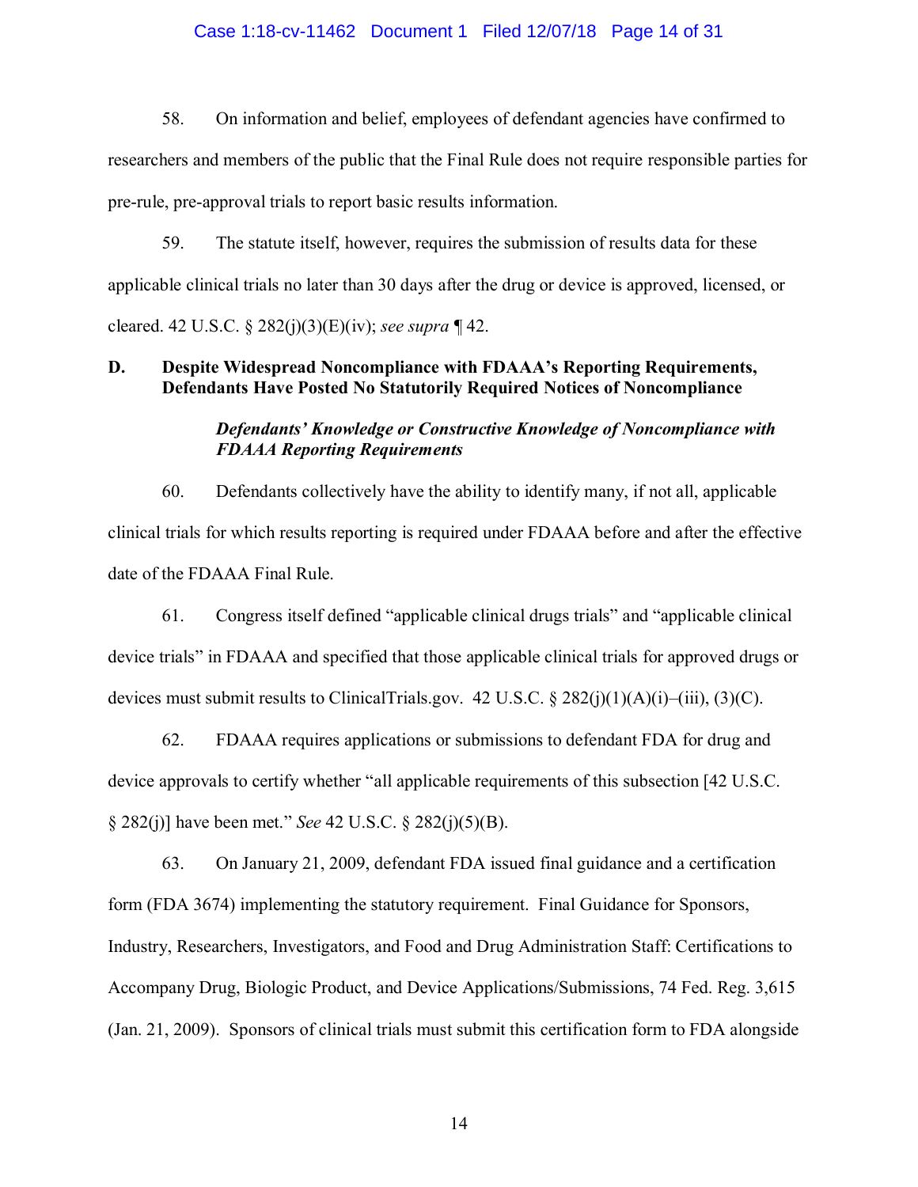58. On information and belief, employees of defendant agencies have confirmed to researchers and members of the public that the Final Rule does not require responsible parties for pre-rule, pre-approval trials to report basic results information.

59. The statute itself, however, requires the submission of results data for these applicable clinical trials no later than 30 days after the drug or device is approved, licensed, or cleared. 42 U.S.C. § 282(j)(3)(E)(iv); *see supra* ¶ 42.

**D. Despite Widespread Noncompliance with FDAAA's Reporting Requirements, Defendants Have Posted No Statutorily Required Notices of Noncompliance**

***Defendants' Knowledge or Constructive Knowledge of Noncompliance with FDAAA Reporting Requirements***

60. Defendants collectively have the ability to identify many, if not all, applicable clinical trials for which results reporting is required under FDAAA before and after the effective date of the FDAAA Final Rule.

61. Congress itself defined "applicable clinical drugs trials" and "applicable clinical device trials" in FDAAA and specified that those applicable clinical trials for approved drugs or devices must submit results to ClinicalTrials.gov. 42 U.S.C. § 282(j)(1)(A)(i)–(iii), (3)(C).

62. FDAAA requires applications or submissions to defendant FDA for drug and device approvals to certify whether "all applicable requirements of this subsection [42 U.S.C. § 282(j)] have been met." *See* 42 U.S.C. § 282(j)(5)(B).

63. On January 21, 2009, defendant FDA issued final guidance and a certification form (FDA 3674) implementing the statutory requirement. Final Guidance for Sponsors, Industry, Researchers, Investigators, and Food and Drug Administration Staff: Certifications to Accompany Drug, Biologic Product, and Device Applications/Submissions, 74 Fed. Reg. 3,615 (Jan. 21, 2009). Sponsors of clinical trials must submit this certification form to FDA alongside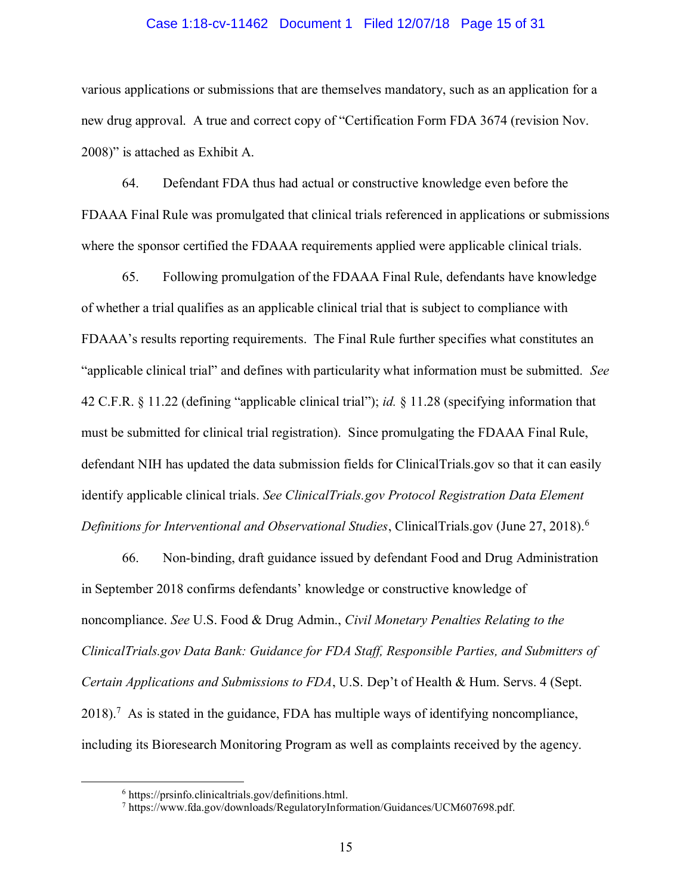various applications or submissions that are themselves mandatory, such as an application for a new drug approval. A true and correct copy of "Certification Form FDA 3674 (revision Nov. 2008)" is attached as Exhibit A.

64. Defendant FDA thus had actual or constructive knowledge even before the FDAAA Final Rule was promulgated that clinical trials referenced in applications or submissions where the sponsor certified the FDAAA requirements applied were applicable clinical trials.

65. Following promulgation of the FDAAA Final Rule, defendants have knowledge of whether a trial qualifies as an applicable clinical trial that is subject to compliance with FDAAA's results reporting requirements. The Final Rule further specifies what constitutes an "applicable clinical trial" and defines with particularity what information must be submitted. *See* 42 C.F.R. § 11.22 (defining "applicable clinical trial"); *id.* § 11.28 (specifying information that must be submitted for clinical trial registration). Since promulgating the FDAAA Final Rule, defendant NIH has updated the data submission fields for ClinicalTrials.gov so that it can easily identify applicable clinical trials. *See ClinicalTrials.gov Protocol Registration Data Element Definitions for Interventional and Observational Studies*, ClinicalTrials.gov (June 27, 2018).[6]

66. Non-binding, draft guidance issued by defendant Food and Drug Administration in September 2018 confirms defendants' knowledge or constructive knowledge of noncompliance. *See* U.S. Food & Drug Admin., *Civil Monetary Penalties Relating to the ClinicalTrials.gov Data Bank: Guidance for FDA Staff, Responsible Parties, and Submitters of Certain Applications and Submissions to FDA*, U.S. Dep't of Health & Hum. Servs. 4 (Sept. 2018).[7] As is stated in the guidance, FDA has multiple ways of identifying noncompliance, including its Bioresearch Monitoring Program as well as complaints received by the agency.

---

[6] https://prsinfo.clinicaltrials.gov/definitions.html.

[7] https://www.fda.gov/downloads/RegulatoryInformation/Guidances/UCM607698.pdf.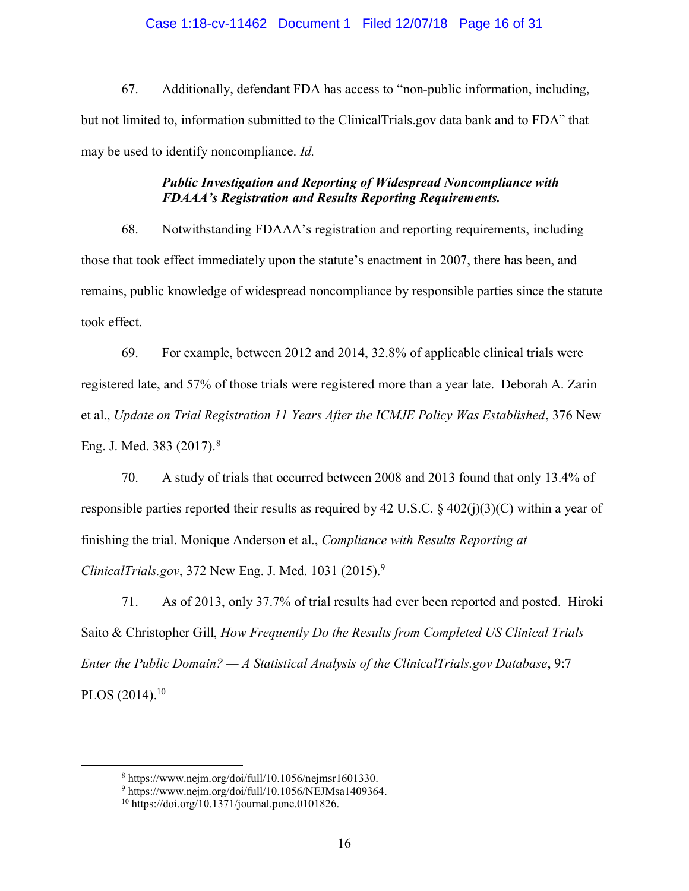67. Additionally, defendant FDA has access to "non-public information, including, but not limited to, information submitted to the ClinicalTrials.gov data bank and to FDA" that may be used to identify noncompliance. *Id.*

***Public Investigation and Reporting of Widespread Noncompliance with FDAAA's Registration and Results Reporting Requirements.***

68. Notwithstanding FDAAA's registration and reporting requirements, including those that took effect immediately upon the statute's enactment in 2007, there has been, and remains, public knowledge of widespread noncompliance by responsible parties since the statute took effect.

69. For example, between 2012 and 2014, 32.8% of applicable clinical trials were registered late, and 57% of those trials were registered more than a year late. Deborah A. Zarin et al., *Update on Trial Registration 11 Years After the ICMJE Policy Was Established*, 376 New Eng. J. Med. 383 (2017).[8]

70. A study of trials that occurred between 2008 and 2013 found that only 13.4% of responsible parties reported their results as required by 42 U.S.C. § 402(j)(3)(C) within a year of finishing the trial. Monique Anderson et al., *Compliance with Results Reporting at ClinicalTrials.gov*, 372 New Eng. J. Med. 1031 (2015).[9]

71. As of 2013, only 37.7% of trial results had ever been reported and posted. Hiroki Saito & Christopher Gill, *How Frequently Do the Results from Completed US Clinical Trials Enter the Public Domain? — A Statistical Analysis of the ClinicalTrials.gov Database*, 9:7 PLOS (2014).[10]

---

[8] https://www.nejm.org/doi/full/10.1056/nejmsr1601330.

[9] https://www.nejm.org/doi/full/10.1056/NEJMsa1409364.

[10] https://doi.org/10.1371/journal.pone.0101826.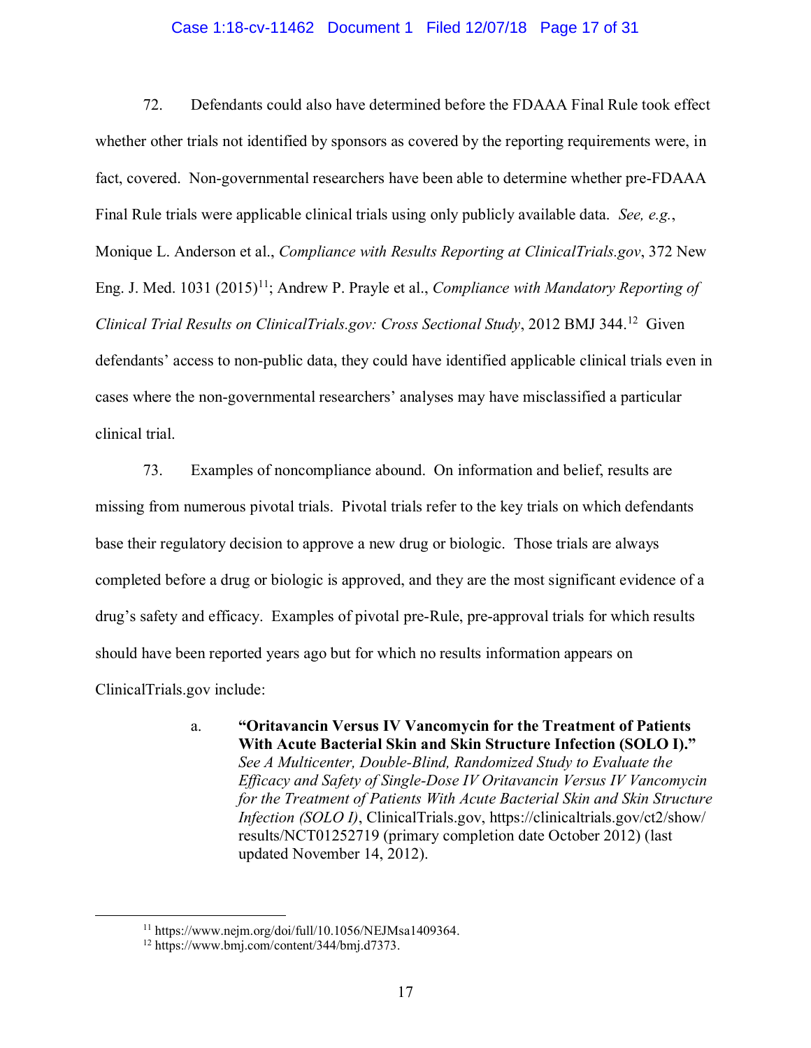72. Defendants could also have determined before the FDAAA Final Rule took effect whether other trials not identified by sponsors as covered by the reporting requirements were, in fact, covered. Non-governmental researchers have been able to determine whether pre-FDAAA Final Rule trials were applicable clinical trials using only publicly available data. *See, e.g.*, Monique L. Anderson et al., *Compliance with Results Reporting at ClinicalTrials.gov*, 372 New Eng. J. Med. 1031 (2015)[11]; Andrew P. Prayle et al., *Compliance with Mandatory Reporting of Clinical Trial Results on ClinicalTrials.gov: Cross Sectional Study*, 2012 BMJ 344.[12] Given defendants' access to non-public data, they could have identified applicable clinical trials even in cases where the non-governmental researchers' analyses may have misclassified a particular clinical trial.

73. Examples of noncompliance abound. On information and belief, results are missing from numerous pivotal trials. Pivotal trials refer to the key trials on which defendants base their regulatory decision to approve a new drug or biologic. Those trials are always completed before a drug or biologic is approved, and they are the most significant evidence of a drug's safety and efficacy. Examples of pivotal pre-Rule, pre-approval trials for which results should have been reported years ago but for which no results information appears on ClinicalTrials.gov include:

a. **"Oritavancin Versus IV Vancomycin for the Treatment of Patients With Acute Bacterial Skin and Skin Structure Infection (SOLO I)."** *See A Multicenter, Double-Blind, Randomized Study to Evaluate the Efficacy and Safety of Single-Dose IV Oritavancin Versus IV Vancomycin for the Treatment of Patients With Acute Bacterial Skin and Skin Structure Infection (SOLO I)*, ClinicalTrials.gov, https://clinicaltrials.gov/ct2/show/results/NCT01252719 (primary completion date October 2012) (last updated November 14, 2012).

---

[11] https://www.nejm.org/doi/full/10.1056/NEJMsa1409364.

[12] https://www.bmj.com/content/344/bmj.d7373.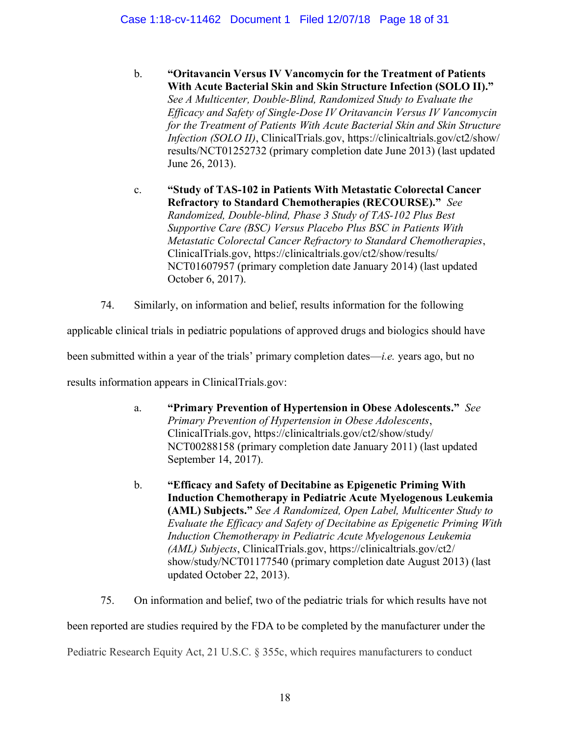b. **"Oritavancin Versus IV Vancomycin for the Treatment of Patients With Acute Bacterial Skin and Skin Structure Infection (SOLO II)."** *See A Multicenter, Double-Blind, Randomized Study to Evaluate the Efficacy and Safety of Single-Dose IV Oritavancin Versus IV Vancomycin for the Treatment of Patients With Acute Bacterial Skin and Skin Structure Infection (SOLO II)*, ClinicalTrials.gov, https://clinicaltrials.gov/ct2/show/results/NCT01252732 (primary completion date June 2013) (last updated June 26, 2013).

c. **"Study of TAS-102 in Patients With Metastatic Colorectal Cancer Refractory to Standard Chemotherapies (RECOURSE)."** *See Randomized, Double-blind, Phase 3 Study of TAS-102 Plus Best Supportive Care (BSC) Versus Placebo Plus BSC in Patients With Metastatic Colorectal Cancer Refractory to Standard Chemotherapies*, ClinicalTrials.gov, https://clinicaltrials.gov/ct2/show/results/NCT01607957 (primary completion date January 2014) (last updated October 6, 2017).

74. Similarly, on information and belief, results information for the following applicable clinical trials in pediatric populations of approved drugs and biologics should have been submitted within a year of the trials' primary completion dates—*i.e.* years ago, but no results information appears in ClinicalTrials.gov:

a. **"Primary Prevention of Hypertension in Obese Adolescents."** *See Primary Prevention of Hypertension in Obese Adolescents*, ClinicalTrials.gov, https://clinicaltrials.gov/ct2/show/study/NCT00288158 (primary completion date January 2011) (last updated September 14, 2017).

b. **"Efficacy and Safety of Decitabine as Epigenetic Priming With Induction Chemotherapy in Pediatric Acute Myelogenous Leukemia (AML) Subjects."** *See A Randomized, Open Label, Multicenter Study to Evaluate the Efficacy and Safety of Decitabine as Epigenetic Priming With Induction Chemotherapy in Pediatric Acute Myelogenous Leukemia (AML) Subjects*, ClinicalTrials.gov, https://clinicaltrials.gov/ct2/show/study/NCT01177540 (primary completion date August 2013) (last updated October 22, 2013).

75. On information and belief, two of the pediatric trials for which results have not been reported are studies required by the FDA to be completed by the manufacturer under the Pediatric Research Equity Act, 21 U.S.C. § 355c, which requires manufacturers to conduct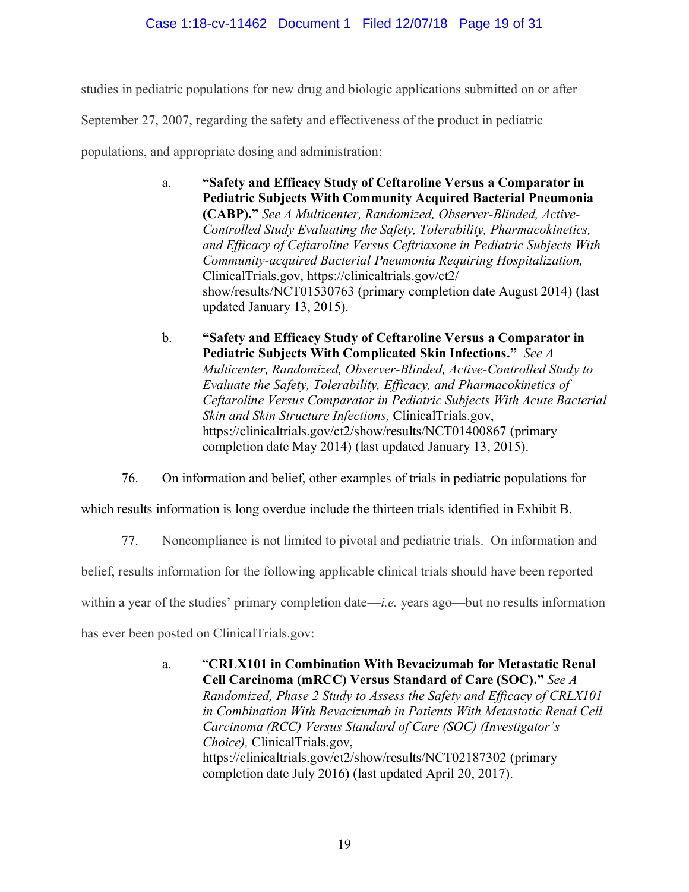studies in pediatric populations for new drug and biologic applications submitted on or after September 27, 2007, regarding the safety and effectiveness of the product in pediatric populations, and appropriate dosing and administration:

> a. **"Safety and Efficacy Study of Ceftaroline Versus a Comparator in Pediatric Subjects With Community Acquired Bacterial Pneumonia (CABP)."** *See A Multicenter, Randomized, Observer-Blinded, Active-Controlled Study Evaluating the Safety, Tolerability, Pharmacokinetics, and Efficacy of Ceftaroline Versus Ceftriaxone in Pediatric Subjects With Community-acquired Bacterial Pneumonia Requiring Hospitalization,* ClinicalTrials.gov, https://clinicaltrials.gov/ct2/show/results/NCT01530763 (primary completion date August 2014) (last updated January 13, 2015).
>
> b. **"Safety and Efficacy Study of Ceftaroline Versus a Comparator in Pediatric Subjects With Complicated Skin Infections."** *See A Multicenter, Randomized, Observer-Blinded, Active-Controlled Study to Evaluate the Safety, Tolerability, Efficacy, and Pharmacokinetics of Ceftaroline Versus Comparator in Pediatric Subjects With Acute Bacterial Skin and Skin Structure Infections,* ClinicalTrials.gov, https://clinicaltrials.gov/ct2/show/results/NCT01400867 (primary completion date May 2014) (last updated January 13, 2015).

76. On information and belief, other examples of trials in pediatric populations for which results information is long overdue include the thirteen trials identified in Exhibit B.

77. Noncompliance is not limited to pivotal and pediatric trials. On information and belief, results information for the following applicable clinical trials should have been reported within a year of the studies' primary completion date—*i.e.* years ago—but no results information has ever been posted on ClinicalTrials.gov:

> a. "**CRLX101 in Combination With Bevacizumab for Metastatic Renal Cell Carcinoma (mRCC) Versus Standard of Care (SOC).**" *See A Randomized, Phase 2 Study to Assess the Safety and Efficacy of CRLX101 in Combination With Bevacizumab in Patients With Metastatic Renal Cell Carcinoma (RCC) Versus Standard of Care (SOC) (Investigator's Choice),* ClinicalTrials.gov, https://clinicaltrials.gov/ct2/show/results/NCT02187302 (primary completion date July 2016) (last updated April 20, 2017).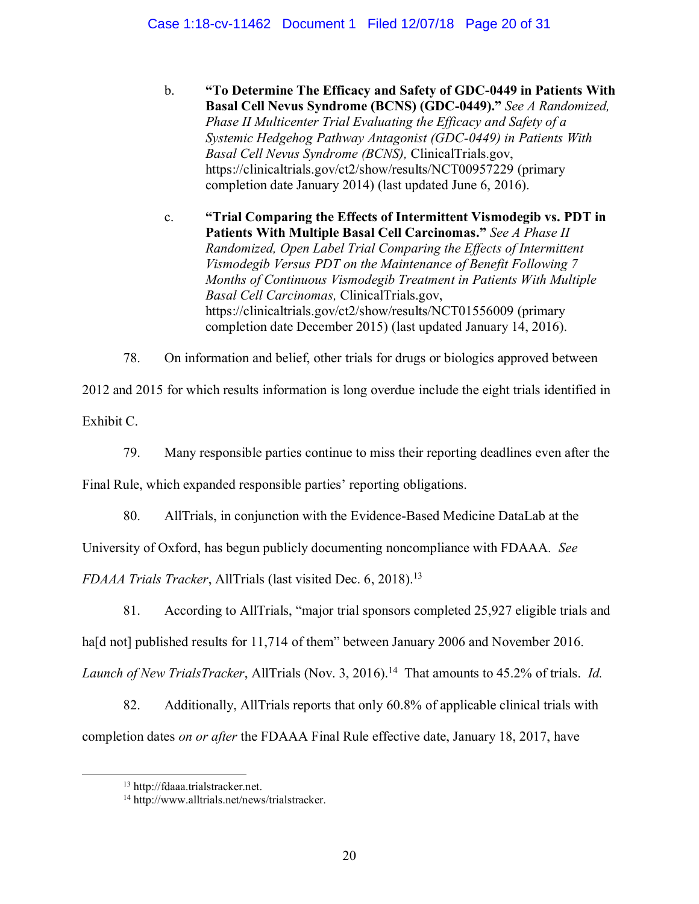b. **"To Determine The Efficacy and Safety of GDC-0449 in Patients With Basal Cell Nevus Syndrome (BCNS) (GDC-0449)."** *See A Randomized, Phase II Multicenter Trial Evaluating the Efficacy and Safety of a Systemic Hedgehog Pathway Antagonist (GDC-0449) in Patients With Basal Cell Nevus Syndrome (BCNS),* ClinicalTrials.gov, https://clinicaltrials.gov/ct2/show/results/NCT00957229 (primary completion date January 2014) (last updated June 6, 2016).

c. **"Trial Comparing the Effects of Intermittent Vismodegib vs. PDT in Patients With Multiple Basal Cell Carcinomas."** *See A Phase II Randomized, Open Label Trial Comparing the Effects of Intermittent Vismodegib Versus PDT on the Maintenance of Benefit Following 7 Months of Continuous Vismodegib Treatment in Patients With Multiple Basal Cell Carcinomas,* ClinicalTrials.gov, https://clinicaltrials.gov/ct2/show/results/NCT01556009 (primary completion date December 2015) (last updated January 14, 2016).

78. On information and belief, other trials for drugs or biologics approved between 2012 and 2015 for which results information is long overdue include the eight trials identified in Exhibit C.

79. Many responsible parties continue to miss their reporting deadlines even after the Final Rule, which expanded responsible parties' reporting obligations.

80. AllTrials, in conjunction with the Evidence-Based Medicine DataLab at the University of Oxford, has begun publicly documenting noncompliance with FDAAA. *See FDAAA Trials Tracker*, AllTrials (last visited Dec. 6, 2018).[13]

81. According to AllTrials, "major trial sponsors completed 25,927 eligible trials and ha[d not] published results for 11,714 of them" between January 2006 and November 2016. *Launch of New TrialsTracker*, AllTrials (Nov. 3, 2016).[14] That amounts to 45.2% of trials. *Id.*

82. Additionally, AllTrials reports that only 60.8% of applicable clinical trials with completion dates *on or after* the FDAAA Final Rule effective date, January 18, 2017, have

---

[13] http://fdaaa.trialstracker.net.

[14] http://www.alltrials.net/news/trialstracker.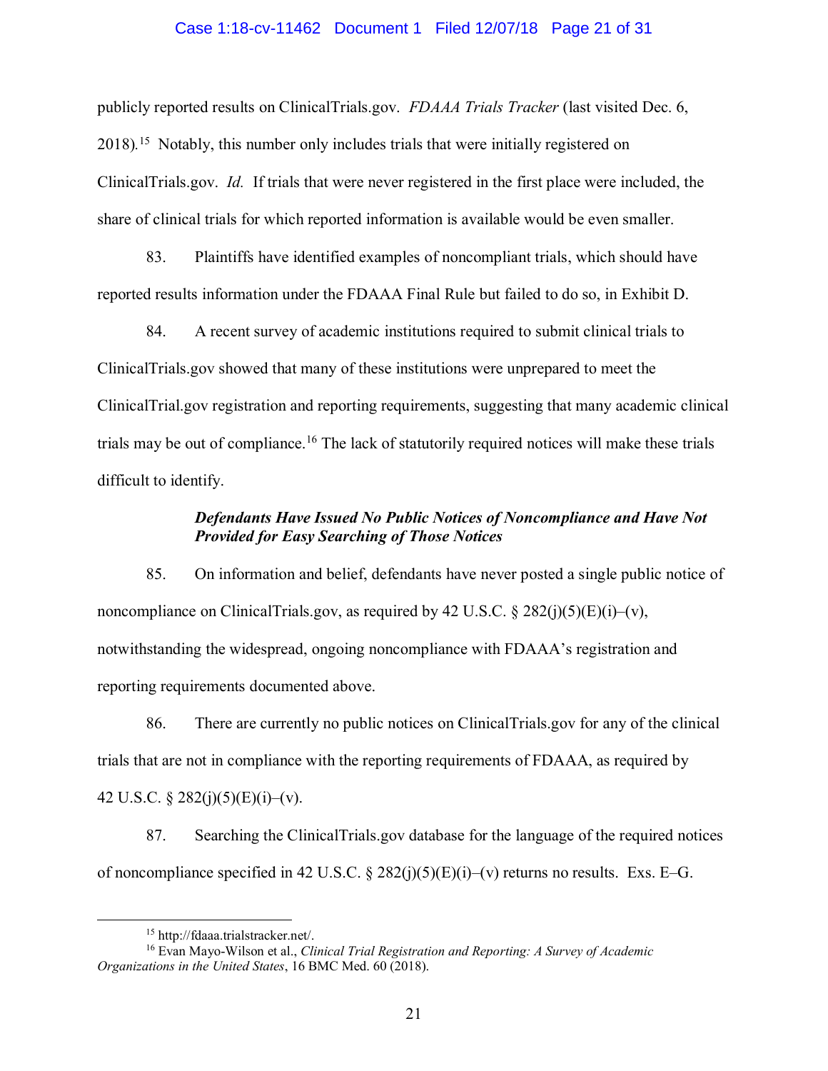publicly reported results on ClinicalTrials.gov. *FDAAA Trials Tracker* (last visited Dec. 6, 2018).[15] Notably, this number only includes trials that were initially registered on ClinicalTrials.gov. *Id.* If trials that were never registered in the first place were included, the share of clinical trials for which reported information is available would be even smaller.

83. Plaintiffs have identified examples of noncompliant trials, which should have reported results information under the FDAAA Final Rule but failed to do so, in Exhibit D.

84. A recent survey of academic institutions required to submit clinical trials to ClinicalTrials.gov showed that many of these institutions were unprepared to meet the ClinicalTrial.gov registration and reporting requirements, suggesting that many academic clinical trials may be out of compliance.[16] The lack of statutorily required notices will make these trials difficult to identify.

### *Defendants Have Issued No Public Notices of Noncompliance and Have Not Provided for Easy Searching of Those Notices*

85. On information and belief, defendants have never posted a single public notice of noncompliance on ClinicalTrials.gov, as required by 42 U.S.C. § 282(j)(5)(E)(i)–(v), notwithstanding the widespread, ongoing noncompliance with FDAAA's registration and reporting requirements documented above.

86. There are currently no public notices on ClinicalTrials.gov for any of the clinical trials that are not in compliance with the reporting requirements of FDAAA, as required by 42 U.S.C. § 282(j)(5)(E)(i)–(v).

87. Searching the ClinicalTrials.gov database for the language of the required notices of noncompliance specified in 42 U.S.C. § 282(j)(5)(E)(i)–(v) returns no results. Exs. E–G.

---

[15] http://fdaaa.trialstracker.net/.

[16] Evan Mayo-Wilson et al., *Clinical Trial Registration and Reporting: A Survey of Academic Organizations in the United States*, 16 BMC Med. 60 (2018).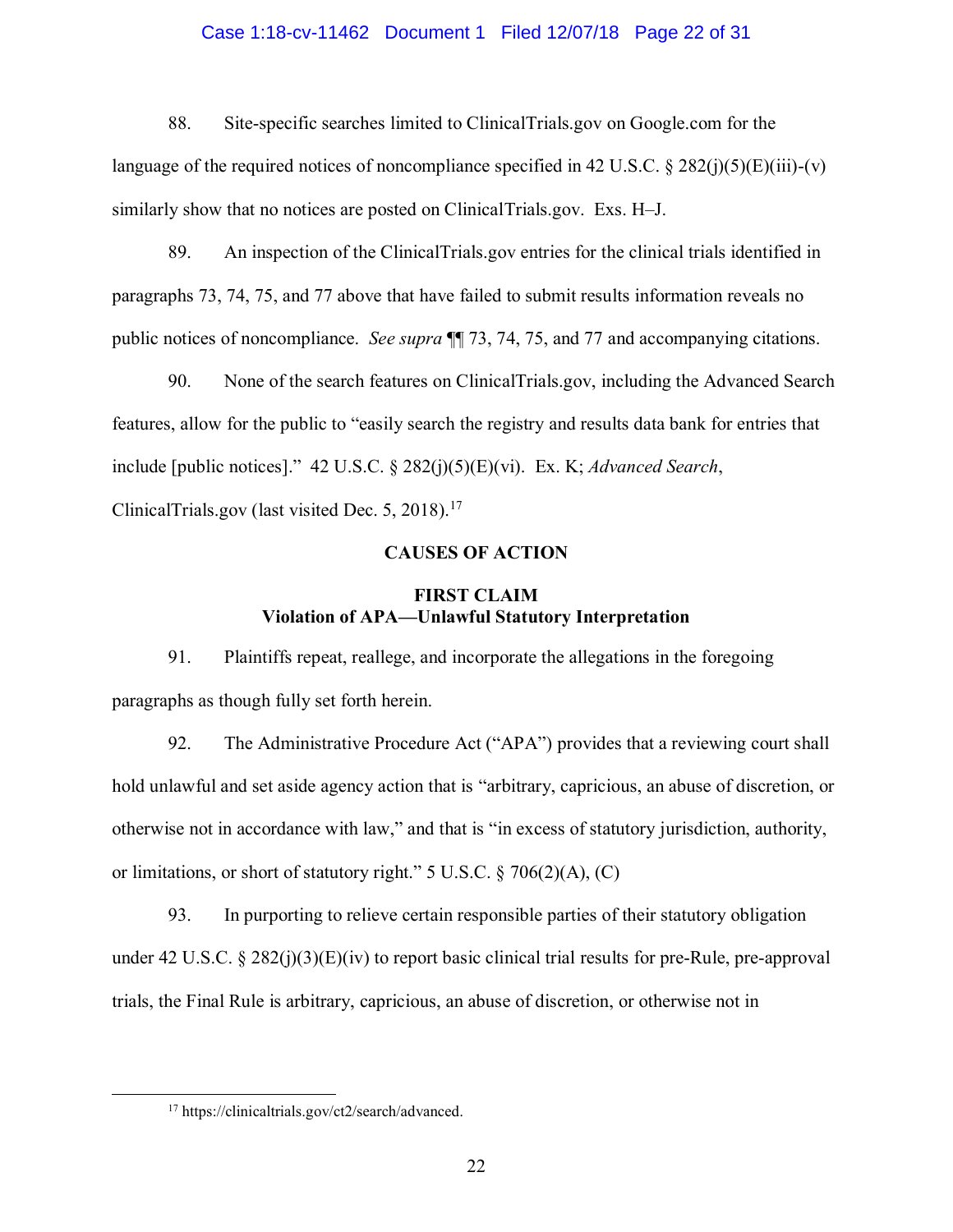88. Site-specific searches limited to ClinicalTrials.gov on Google.com for the language of the required notices of noncompliance specified in 42 U.S.C. § 282(j)(5)(E)(iii)-(v) similarly show that no notices are posted on ClinicalTrials.gov. Exs. H–J.

89. An inspection of the ClinicalTrials.gov entries for the clinical trials identified in paragraphs 73, 74, 75, and 77 above that have failed to submit results information reveals no public notices of noncompliance. *See supra* ¶¶ 73, 74, 75, and 77 and accompanying citations.

90. None of the search features on ClinicalTrials.gov, including the Advanced Search features, allow for the public to "easily search the registry and results data bank for entries that include [public notices]." 42 U.S.C. § 282(j)(5)(E)(vi). Ex. K; *Advanced Search*, ClinicalTrials.gov (last visited Dec. 5, 2018).[17]

## CAUSES OF ACTION

### FIRST CLAIM
### Violation of APA—Unlawful Statutory Interpretation

91. Plaintiffs repeat, reallege, and incorporate the allegations in the foregoing paragraphs as though fully set forth herein.

92. The Administrative Procedure Act ("APA") provides that a reviewing court shall hold unlawful and set aside agency action that is "arbitrary, capricious, an abuse of discretion, or otherwise not in accordance with law," and that is "in excess of statutory jurisdiction, authority, or limitations, or short of statutory right." 5 U.S.C. § 706(2)(A), (C)

93. In purporting to relieve certain responsible parties of their statutory obligation under 42 U.S.C. § 282(j)(3)(E)(iv) to report basic clinical trial results for pre-Rule, pre-approval trials, the Final Rule is arbitrary, capricious, an abuse of discretion, or otherwise not in

---

[17] https://clinicaltrials.gov/ct2/search/advanced.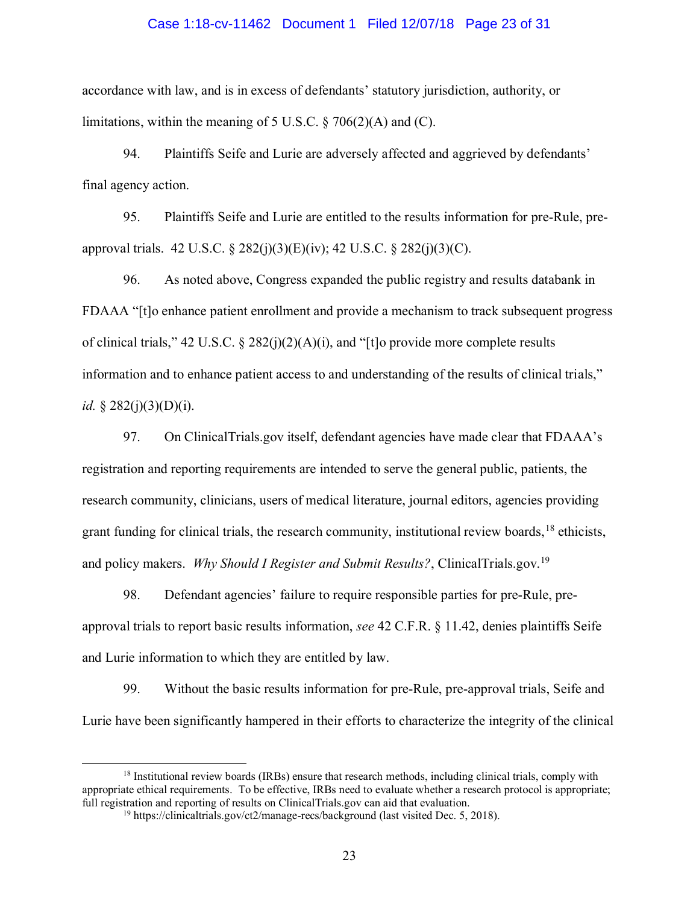accordance with law, and is in excess of defendants' statutory jurisdiction, authority, or limitations, within the meaning of 5 U.S.C. § 706(2)(A) and (C).

94. Plaintiffs Seife and Lurie are adversely affected and aggrieved by defendants' final agency action.

95. Plaintiffs Seife and Lurie are entitled to the results information for pre-Rule, pre-approval trials. 42 U.S.C. § 282(j)(3)(E)(iv); 42 U.S.C. § 282(j)(3)(C).

96. As noted above, Congress expanded the public registry and results databank in FDAAA "[t]o enhance patient enrollment and provide a mechanism to track subsequent progress of clinical trials," 42 U.S.C. § 282(j)(2)(A)(i), and "[t]o provide more complete results information and to enhance patient access to and understanding of the results of clinical trials," *id.* § 282(j)(3)(D)(i).

97. On ClinicalTrials.gov itself, defendant agencies have made clear that FDAAA's registration and reporting requirements are intended to serve the general public, patients, the research community, clinicians, users of medical literature, journal editors, agencies providing grant funding for clinical trials, the research community, institutional review boards,[18] ethicists, and policy makers. *Why Should I Register and Submit Results?*, ClinicalTrials.gov.[19]

98. Defendant agencies' failure to require responsible parties for pre-Rule, pre-approval trials to report basic results information, *see* 42 C.F.R. § 11.42, denies plaintiffs Seife and Lurie information to which they are entitled by law.

99. Without the basic results information for pre-Rule, pre-approval trials, Seife and Lurie have been significantly hampered in their efforts to characterize the integrity of the clinical

---

[18] Institutional review boards (IRBs) ensure that research methods, including clinical trials, comply with appropriate ethical requirements. To be effective, IRBs need to evaluate whether a research protocol is appropriate; full registration and reporting of results on ClinicalTrials.gov can aid that evaluation.

[19] https://clinicaltrials.gov/ct2/manage-recs/background (last visited Dec. 5, 2018).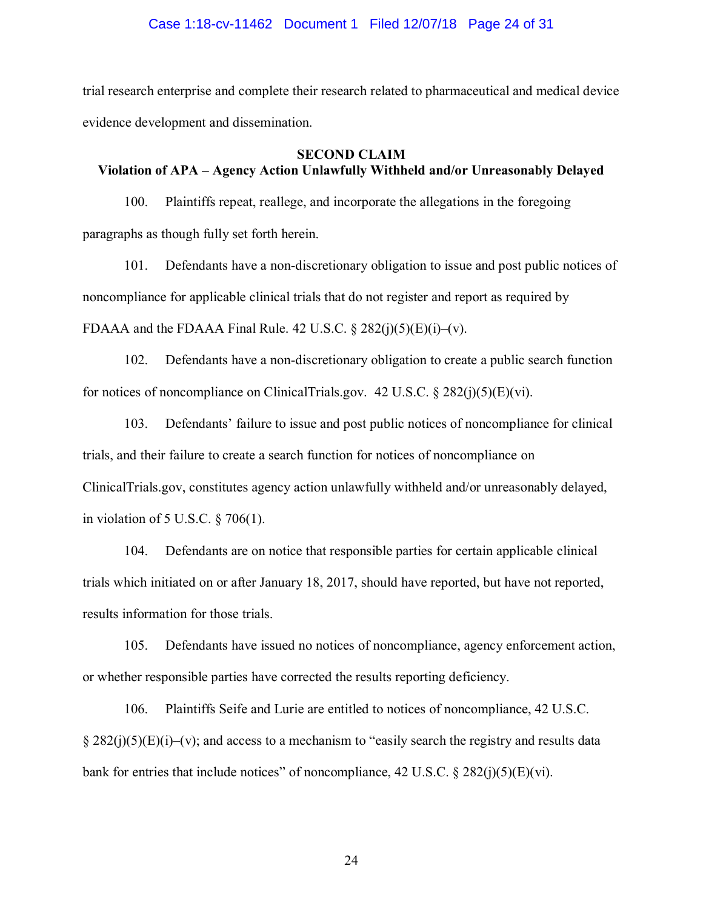trial research enterprise and complete their research related to pharmaceutical and medical device evidence development and dissemination.

## SECOND CLAIM
## Violation of APA – Agency Action Unlawfully Withheld and/or Unreasonably Delayed

100. Plaintiffs repeat, reallege, and incorporate the allegations in the foregoing paragraphs as though fully set forth herein.

101. Defendants have a non-discretionary obligation to issue and post public notices of noncompliance for applicable clinical trials that do not register and report as required by FDAAA and the FDAAA Final Rule. 42 U.S.C. § 282(j)(5)(E)(i)–(v).

102. Defendants have a non-discretionary obligation to create a public search function for notices of noncompliance on ClinicalTrials.gov. 42 U.S.C. § 282(j)(5)(E)(vi).

103. Defendants' failure to issue and post public notices of noncompliance for clinical trials, and their failure to create a search function for notices of noncompliance on ClinicalTrials.gov, constitutes agency action unlawfully withheld and/or unreasonably delayed, in violation of 5 U.S.C. § 706(1).

104. Defendants are on notice that responsible parties for certain applicable clinical trials which initiated on or after January 18, 2017, should have reported, but have not reported, results information for those trials.

105. Defendants have issued no notices of noncompliance, agency enforcement action, or whether responsible parties have corrected the results reporting deficiency.

106. Plaintiffs Seife and Lurie are entitled to notices of noncompliance, 42 U.S.C. § 282(j)(5)(E)(i)–(v); and access to a mechanism to "easily search the registry and results data bank for entries that include notices" of noncompliance, 42 U.S.C. § 282(j)(5)(E)(vi).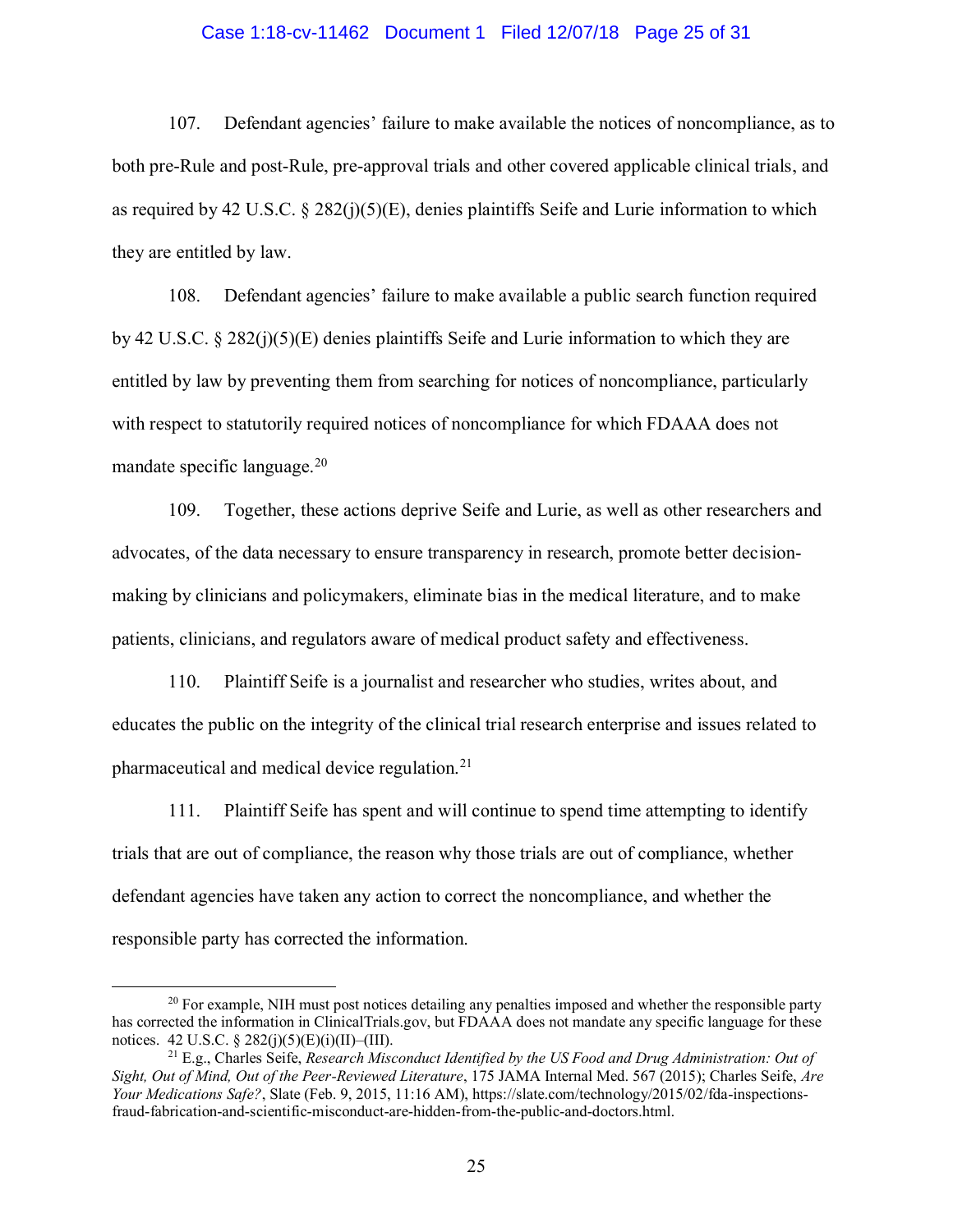107. Defendant agencies' failure to make available the notices of noncompliance, as to both pre-Rule and post-Rule, pre-approval trials and other covered applicable clinical trials, and as required by 42 U.S.C. § 282(j)(5)(E), denies plaintiffs Seife and Lurie information to which they are entitled by law.

108. Defendant agencies' failure to make available a public search function required by 42 U.S.C. § 282(j)(5)(E) denies plaintiffs Seife and Lurie information to which they are entitled by law by preventing them from searching for notices of noncompliance, particularly with respect to statutorily required notices of noncompliance for which FDAAA does not mandate specific language.[20]

109. Together, these actions deprive Seife and Lurie, as well as other researchers and advocates, of the data necessary to ensure transparency in research, promote better decision-making by clinicians and policymakers, eliminate bias in the medical literature, and to make patients, clinicians, and regulators aware of medical product safety and effectiveness.

110. Plaintiff Seife is a journalist and researcher who studies, writes about, and educates the public on the integrity of the clinical trial research enterprise and issues related to pharmaceutical and medical device regulation.[21]

111. Plaintiff Seife has spent and will continue to spend time attempting to identify trials that are out of compliance, the reason why those trials are out of compliance, whether defendant agencies have taken any action to correct the noncompliance, and whether the responsible party has corrected the information.

---

[20] For example, NIH must post notices detailing any penalties imposed and whether the responsible party has corrected the information in ClinicalTrials.gov, but FDAAA does not mandate any specific language for these notices. 42 U.S.C. § 282(j)(5)(E)(i)(II)–(III).

[21] E.g., Charles Seife, *Research Misconduct Identified by the US Food and Drug Administration: Out of Sight, Out of Mind, Out of the Peer-Reviewed Literature*, 175 JAMA Internal Med. 567 (2015); Charles Seife, *Are Your Medications Safe?*, Slate (Feb. 9, 2015, 11:16 AM), https://slate.com/technology/2015/02/fda-inspections-fraud-fabrication-and-scientific-misconduct-are-hidden-from-the-public-and-doctors.html.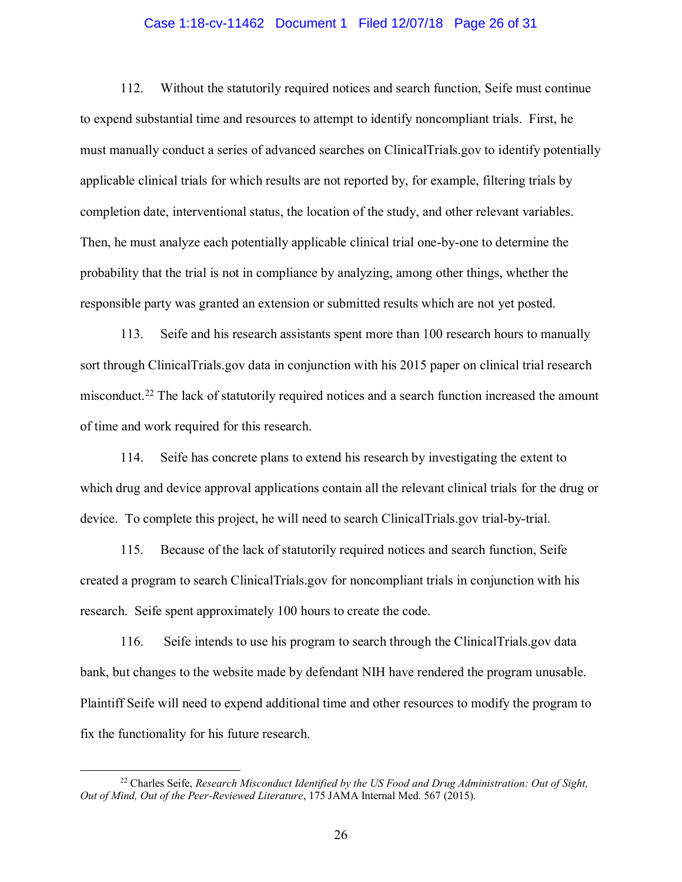112. Without the statutorily required notices and search function, Seife must continue to expend substantial time and resources to attempt to identify noncompliant trials. First, he must manually conduct a series of advanced searches on ClinicalTrials.gov to identify potentially applicable clinical trials for which results are not reported by, for example, filtering trials by completion date, interventional status, the location of the study, and other relevant variables. Then, he must analyze each potentially applicable clinical trial one-by-one to determine the probability that the trial is not in compliance by analyzing, among other things, whether the responsible party was granted an extension or submitted results which are not yet posted.

113. Seife and his research assistants spent more than 100 research hours to manually sort through ClinicalTrials.gov data in conjunction with his 2015 paper on clinical trial research misconduct.[22] The lack of statutorily required notices and a search function increased the amount of time and work required for this research.

114. Seife has concrete plans to extend his research by investigating the extent to which drug and device approval applications contain all the relevant clinical trials for the drug or device. To complete this project, he will need to search ClinicalTrials.gov trial-by-trial.

115. Because of the lack of statutorily required notices and search function, Seife created a program to search ClinicalTrials.gov for noncompliant trials in conjunction with his research. Seife spent approximately 100 hours to create the code.

116. Seife intends to use his program to search through the ClinicalTrials.gov data bank, but changes to the website made by defendant NIH have rendered the program unusable. Plaintiff Seife will need to expend additional time and other resources to modify the program to fix the functionality for his future research.

---

[22] Charles Seife, *Research Misconduct Identified by the US Food and Drug Administration: Out of Sight, Out of Mind, Out of the Peer-Reviewed Literature*, 175 JAMA Internal Med. 567 (2015).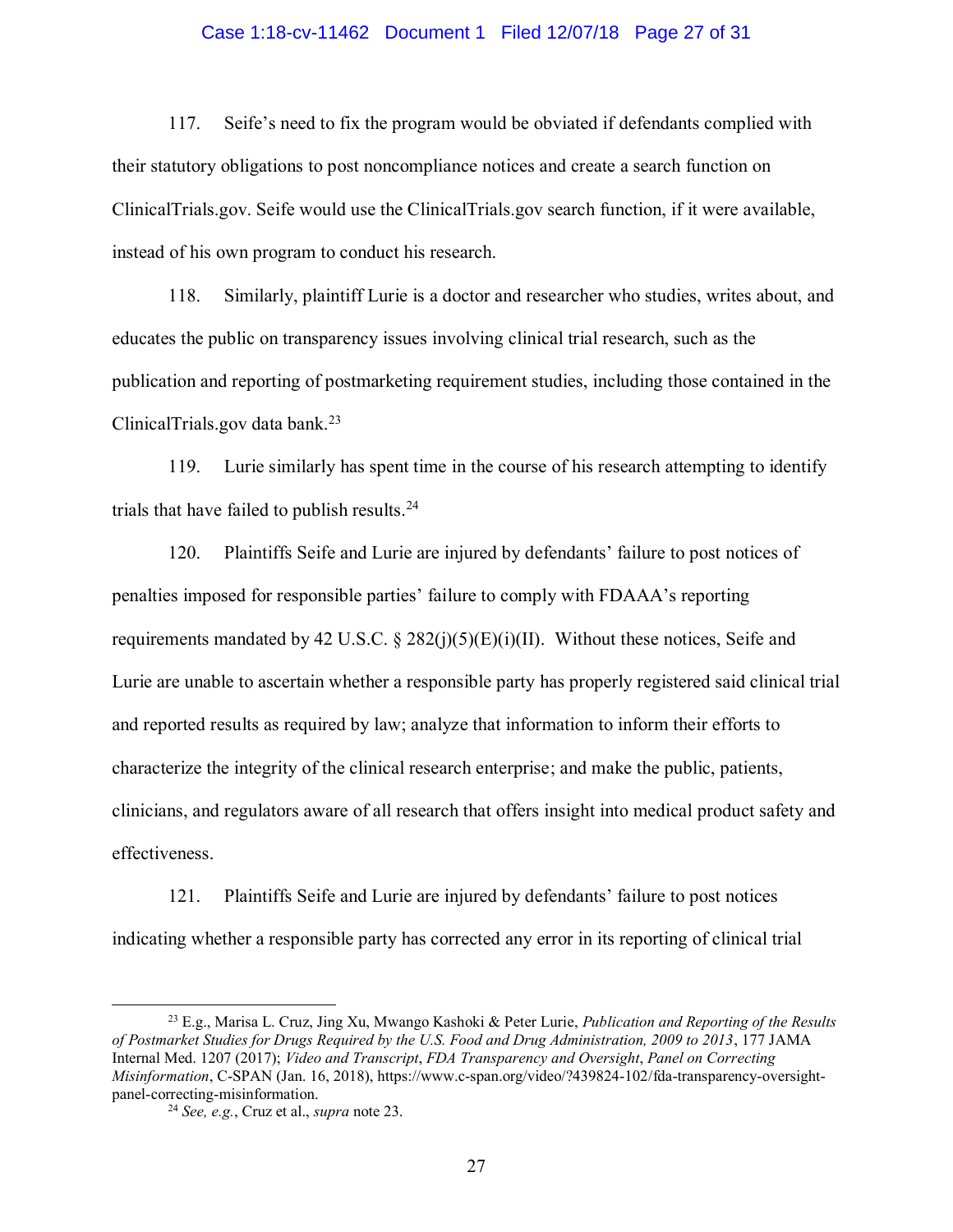117. Seife's need to fix the program would be obviated if defendants complied with their statutory obligations to post noncompliance notices and create a search function on ClinicalTrials.gov. Seife would use the ClinicalTrials.gov search function, if it were available, instead of his own program to conduct his research.

118. Similarly, plaintiff Lurie is a doctor and researcher who studies, writes about, and educates the public on transparency issues involving clinical trial research, such as the publication and reporting of postmarketing requirement studies, including those contained in the ClinicalTrials.gov data bank.[23]

119. Lurie similarly has spent time in the course of his research attempting to identify trials that have failed to publish results.[24]

120. Plaintiffs Seife and Lurie are injured by defendants' failure to post notices of penalties imposed for responsible parties' failure to comply with FDAAA's reporting requirements mandated by 42 U.S.C. § 282(j)(5)(E)(i)(II). Without these notices, Seife and Lurie are unable to ascertain whether a responsible party has properly registered said clinical trial and reported results as required by law; analyze that information to inform their efforts to characterize the integrity of the clinical research enterprise; and make the public, patients, clinicians, and regulators aware of all research that offers insight into medical product safety and effectiveness.

121. Plaintiffs Seife and Lurie are injured by defendants' failure to post notices indicating whether a responsible party has corrected any error in its reporting of clinical trial

---

[23] E.g., Marisa L. Cruz, Jing Xu, Mwango Kashoki & Peter Lurie, *Publication and Reporting of the Results of Postmarket Studies for Drugs Required by the U.S. Food and Drug Administration, 2009 to 2013*, 177 JAMA Internal Med. 1207 (2017); *Video and Transcript*, *FDA Transparency and Oversight*, *Panel on Correcting Misinformation*, C-SPAN (Jan. 16, 2018), https://www.c-span.org/video/?439824-102/fda-transparency-oversight-panel-correcting-misinformation.

[24] *See, e.g.*, Cruz et al., *supra* note 23.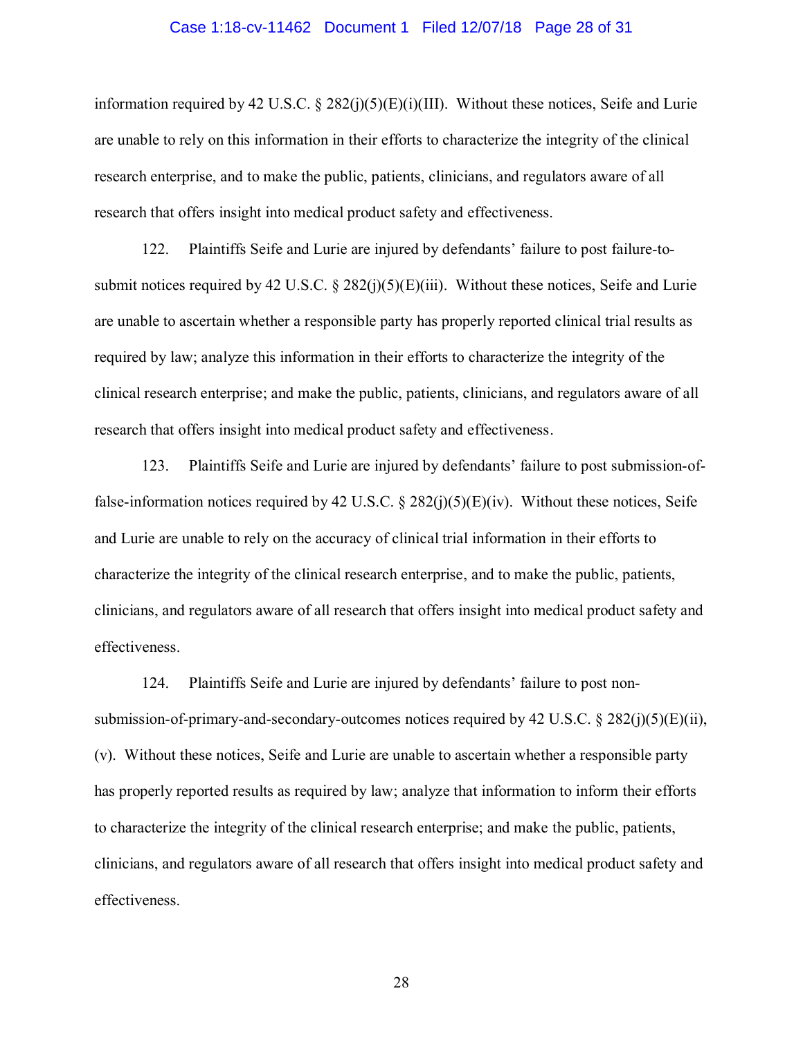information required by 42 U.S.C. § 282(j)(5)(E)(i)(III). Without these notices, Seife and Lurie are unable to rely on this information in their efforts to characterize the integrity of the clinical research enterprise, and to make the public, patients, clinicians, and regulators aware of all research that offers insight into medical product safety and effectiveness.

122. Plaintiffs Seife and Lurie are injured by defendants' failure to post failure-to-submit notices required by 42 U.S.C. § 282(j)(5)(E)(iii). Without these notices, Seife and Lurie are unable to ascertain whether a responsible party has properly reported clinical trial results as required by law; analyze this information in their efforts to characterize the integrity of the clinical research enterprise; and make the public, patients, clinicians, and regulators aware of all research that offers insight into medical product safety and effectiveness.

123. Plaintiffs Seife and Lurie are injured by defendants' failure to post submission-of-false-information notices required by 42 U.S.C. § 282(j)(5)(E)(iv). Without these notices, Seife and Lurie are unable to rely on the accuracy of clinical trial information in their efforts to characterize the integrity of the clinical research enterprise, and to make the public, patients, clinicians, and regulators aware of all research that offers insight into medical product safety and effectiveness.

124. Plaintiffs Seife and Lurie are injured by defendants' failure to post non-submission-of-primary-and-secondary-outcomes notices required by 42 U.S.C. § 282(j)(5)(E)(ii), (v). Without these notices, Seife and Lurie are unable to ascertain whether a responsible party has properly reported results as required by law; analyze that information to inform their efforts to characterize the integrity of the clinical research enterprise; and make the public, patients, clinicians, and regulators aware of all research that offers insight into medical product safety and effectiveness.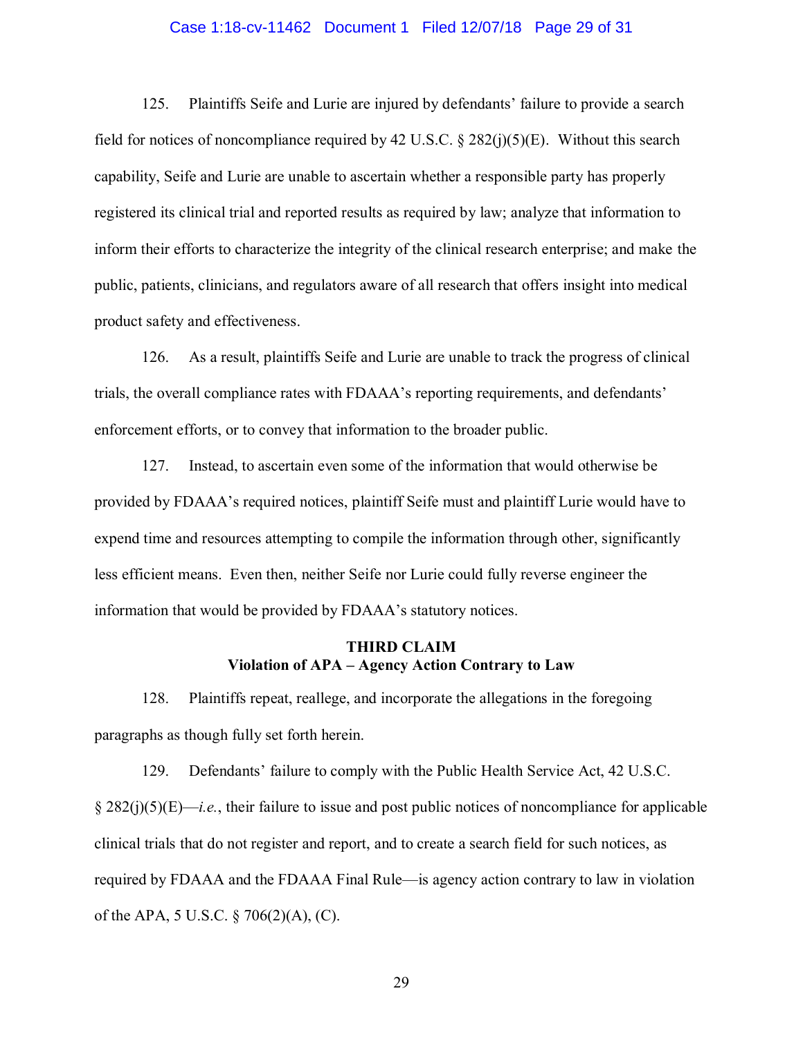125. Plaintiffs Seife and Lurie are injured by defendants' failure to provide a search field for notices of noncompliance required by 42 U.S.C. § 282(j)(5)(E). Without this search capability, Seife and Lurie are unable to ascertain whether a responsible party has properly registered its clinical trial and reported results as required by law; analyze that information to inform their efforts to characterize the integrity of the clinical research enterprise; and make the public, patients, clinicians, and regulators aware of all research that offers insight into medical product safety and effectiveness.

126. As a result, plaintiffs Seife and Lurie are unable to track the progress of clinical trials, the overall compliance rates with FDAAA's reporting requirements, and defendants' enforcement efforts, or to convey that information to the broader public.

127. Instead, to ascertain even some of the information that would otherwise be provided by FDAAA's required notices, plaintiff Seife must and plaintiff Lurie would have to expend time and resources attempting to compile the information through other, significantly less efficient means. Even then, neither Seife nor Lurie could fully reverse engineer the information that would be provided by FDAAA's statutory notices.

**THIRD CLAIM**
**Violation of APA – Agency Action Contrary to Law**

128. Plaintiffs repeat, reallege, and incorporate the allegations in the foregoing paragraphs as though fully set forth herein.

129. Defendants' failure to comply with the Public Health Service Act, 42 U.S.C. § 282(j)(5)(E)—*i.e.*, their failure to issue and post public notices of noncompliance for applicable clinical trials that do not register and report, and to create a search field for such notices, as required by FDAAA and the FDAAA Final Rule—is agency action contrary to law in violation of the APA, 5 U.S.C. § 706(2)(A), (C).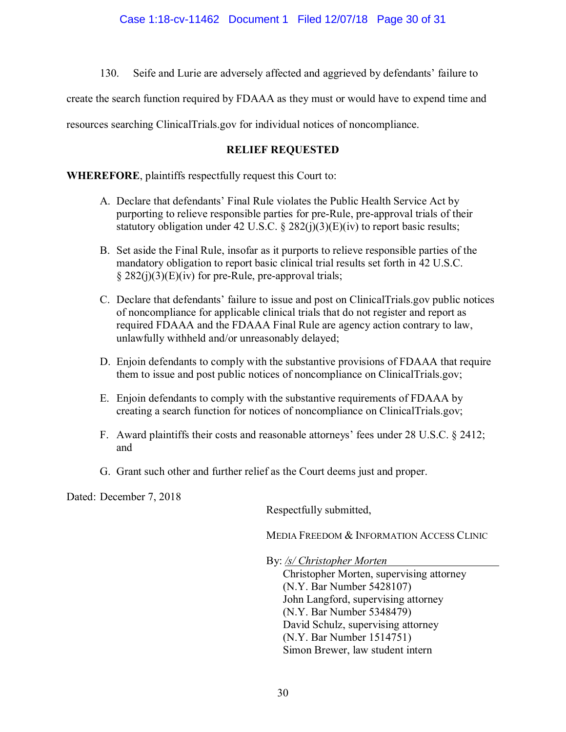130. Seife and Lurie are adversely affected and aggrieved by defendants' failure to create the search function required by FDAAA as they must or would have to expend time and resources searching ClinicalTrials.gov for individual notices of noncompliance.

**RELIEF REQUESTED**

**WHEREFORE**, plaintiffs respectfully request this Court to:

A. Declare that defendants' Final Rule violates the Public Health Service Act by purporting to relieve responsible parties for pre-Rule, pre-approval trials of their statutory obligation under 42 U.S.C. § 282(j)(3)(E)(iv) to report basic results;

B. Set aside the Final Rule, insofar as it purports to relieve responsible parties of the mandatory obligation to report basic clinical trial results set forth in 42 U.S.C. § 282(j)(3)(E)(iv) for pre-Rule, pre-approval trials;

C. Declare that defendants' failure to issue and post on ClinicalTrials.gov public notices of noncompliance for applicable clinical trials that do not register and report as required FDAAA and the FDAAA Final Rule are agency action contrary to law, unlawfully withheld and/or unreasonably delayed;

D. Enjoin defendants to comply with the substantive provisions of FDAAA that require them to issue and post public notices of noncompliance on ClinicalTrials.gov;

E. Enjoin defendants to comply with the substantive requirements of FDAAA by creating a search function for notices of noncompliance on ClinicalTrials.gov;

F. Award plaintiffs their costs and reasonable attorneys' fees under 28 U.S.C. § 2412; and

G. Grant such other and further relief as the Court deems just and proper.

Dated: December 7, 2018

Respectfully submitted,

MEDIA FREEDOM & INFORMATION ACCESS CLINIC

By: */s/ Christopher Morten*

Christopher Morten, supervising attorney
(N.Y. Bar Number 5428107)
John Langford, supervising attorney
(N.Y. Bar Number 5348479)
David Schulz, supervising attorney
(N.Y. Bar Number 1514751)
Simon Brewer, law student intern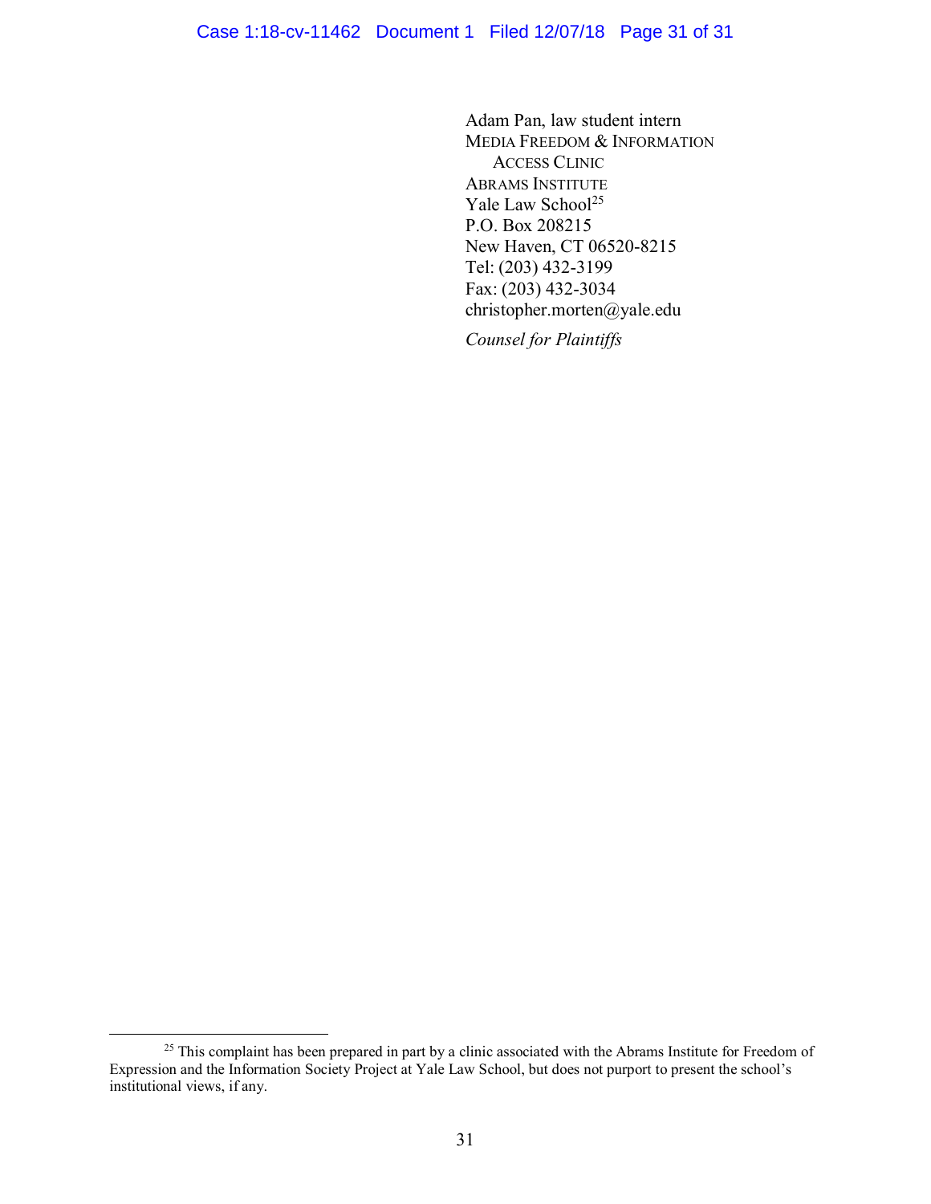Adam Pan, law student intern
MEDIA FREEDOM & INFORMATION
ACCESS CLINIC
ABRAMS INSTITUTE
Yale Law School[25]
P.O. Box 208215
New Haven, CT 06520-8215
Tel: (203) 432-3199
Fax: (203) 432-3034
christopher.morten@yale.edu

*Counsel for Plaintiffs*

---

[25] This complaint has been prepared in part by a clinic associated with the Abrams Institute for Freedom of Expression and the Information Society Project at Yale Law School, but does not purport to present the school's institutional views, if any.